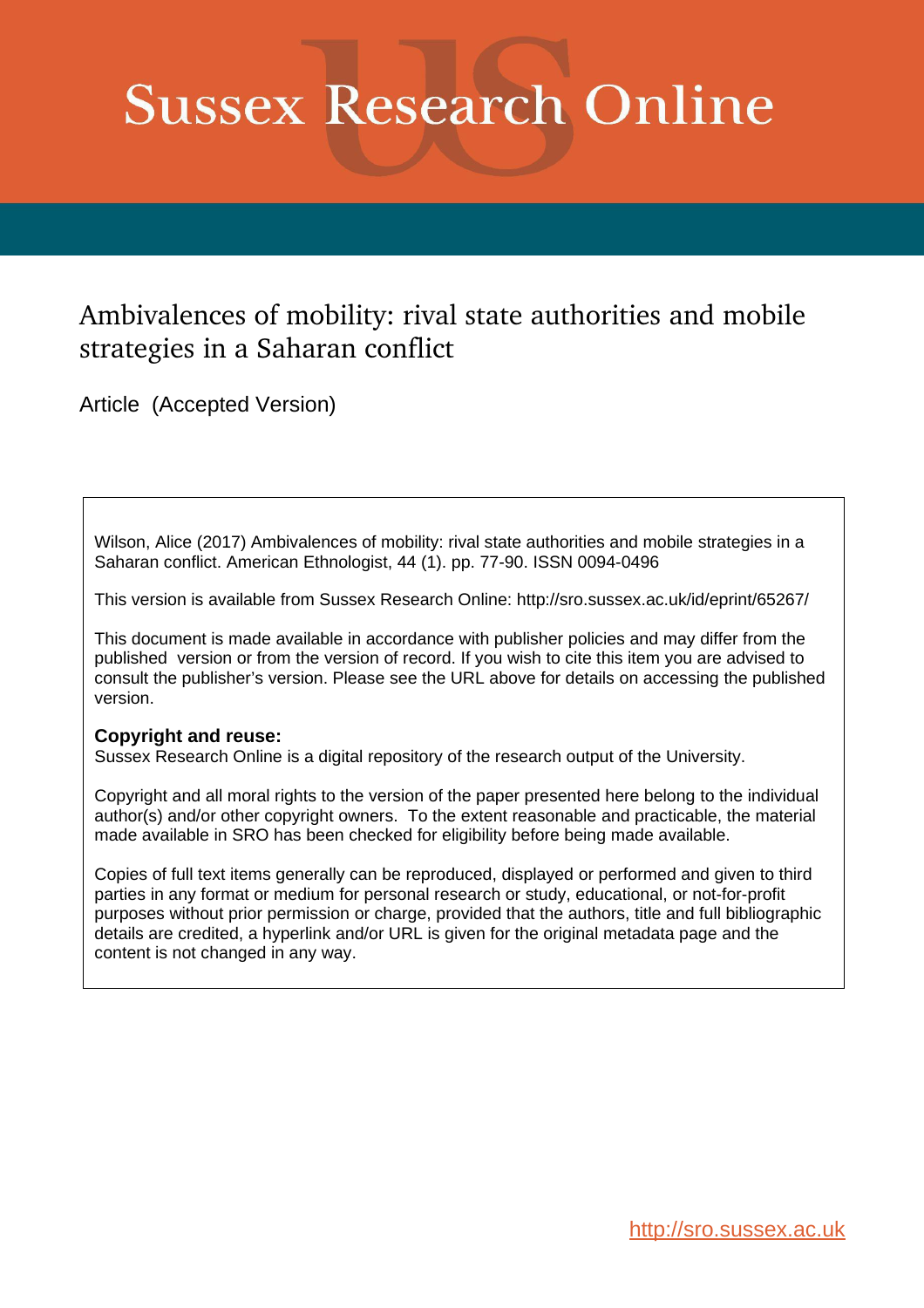# Sussex Research Online

## Ambivalences of mobility: rival state authorities and mobile strategies in a Saharan conflict

Article (Accepted Version)

Wilson, Alice (2017) Ambivalences of mobility: rival state authorities and mobile strategies in a Saharan conflict. American Ethnologist, 44 (1). pp. 77-90. ISSN 0094-0496

This version is available from Sussex Research Online: http://sro.sussex.ac.uk/id/eprint/65267/

This document is made available in accordance with publisher policies and may differ from the published version or from the version of record. If you wish to cite this item you are advised to consult the publisher's version. Please see the URL above for details on accessing the published version.

**Copyright and reuse:**
Sussex Research Online is a digital repository of the research output of the University.

Copyright and all moral rights to the version of the paper presented here belong to the individual author(s) and/or other copyright owners. To the extent reasonable and practicable, the material made available in SRO has been checked for eligibility before being made available.

Copies of full text items generally can be reproduced, displayed or performed and given to third parties in any format or medium for personal research or study, educational, or not-for-profit purposes without prior permission or charge, provided that the authors, title and full bibliographic details are credited, a hyperlink and/or URL is given for the original metadata page and the content is not changed in any way.

http://sro.sussex.ac.uk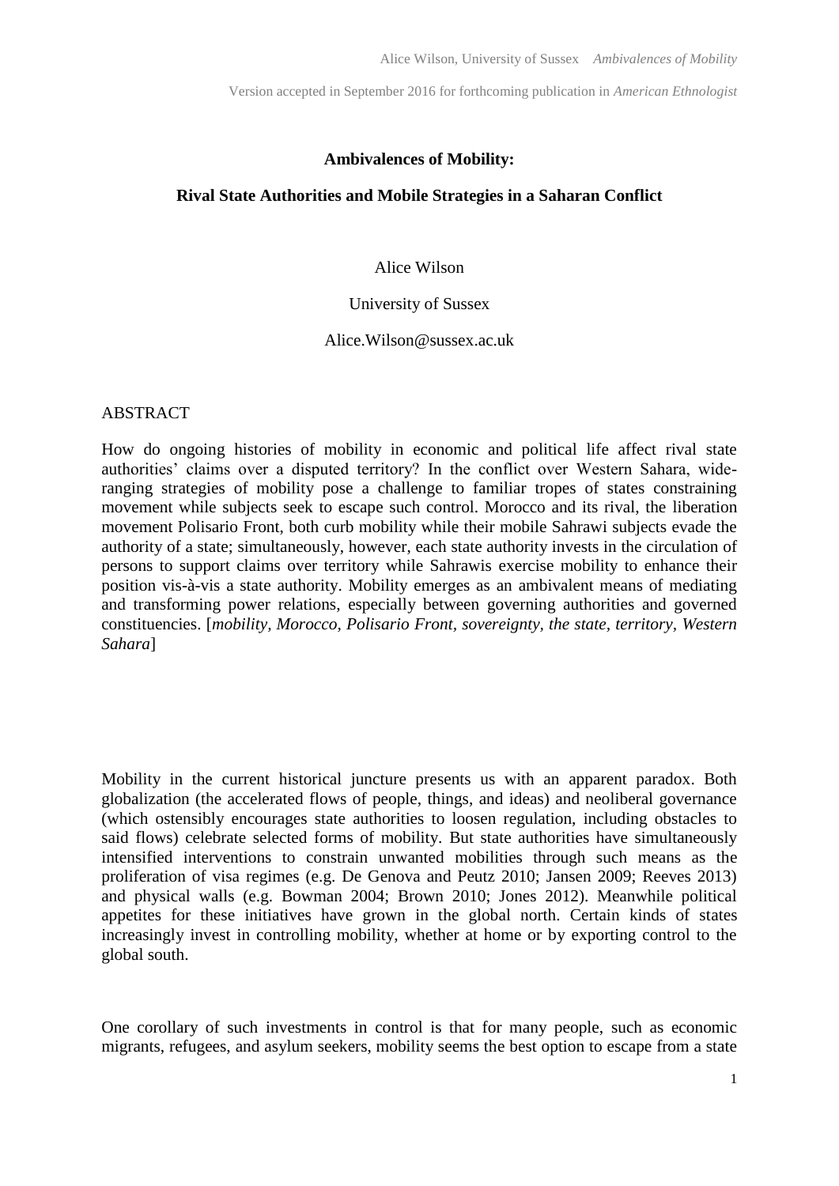**Ambivalences of Mobility:**

**Rival State Authorities and Mobile Strategies in a Saharan Conflict**

Alice Wilson

University of Sussex

Alice.Wilson@sussex.ac.uk

ABSTRACT

How do ongoing histories of mobility in economic and political life affect rival state authorities' claims over a disputed territory? In the conflict over Western Sahara, wide-ranging strategies of mobility pose a challenge to familiar tropes of states constraining movement while subjects seek to escape such control. Morocco and its rival, the liberation movement Polisario Front, both curb mobility while their mobile Sahrawi subjects evade the authority of a state; simultaneously, however, each state authority invests in the circulation of persons to support claims over territory while Sahrawis exercise mobility to enhance their position vis-à-vis a state authority. Mobility emerges as an ambivalent means of mediating and transforming power relations, especially between governing authorities and governed constituencies. [*mobility, Morocco, Polisario Front, sovereignty, the state, territory, Western Sahara*]

Mobility in the current historical juncture presents us with an apparent paradox. Both globalization (the accelerated flows of people, things, and ideas) and neoliberal governance (which ostensibly encourages state authorities to loosen regulation, including obstacles to said flows) celebrate selected forms of mobility. But state authorities have simultaneously intensified interventions to constrain unwanted mobilities through such means as the proliferation of visa regimes (e.g. De Genova and Peutz 2010; Jansen 2009; Reeves 2013) and physical walls (e.g. Bowman 2004; Brown 2010; Jones 2012). Meanwhile political appetites for these initiatives have grown in the global north. Certain kinds of states increasingly invest in controlling mobility, whether at home or by exporting control to the global south.

One corollary of such investments in control is that for many people, such as economic migrants, refugees, and asylum seekers, mobility seems the best option to escape from a state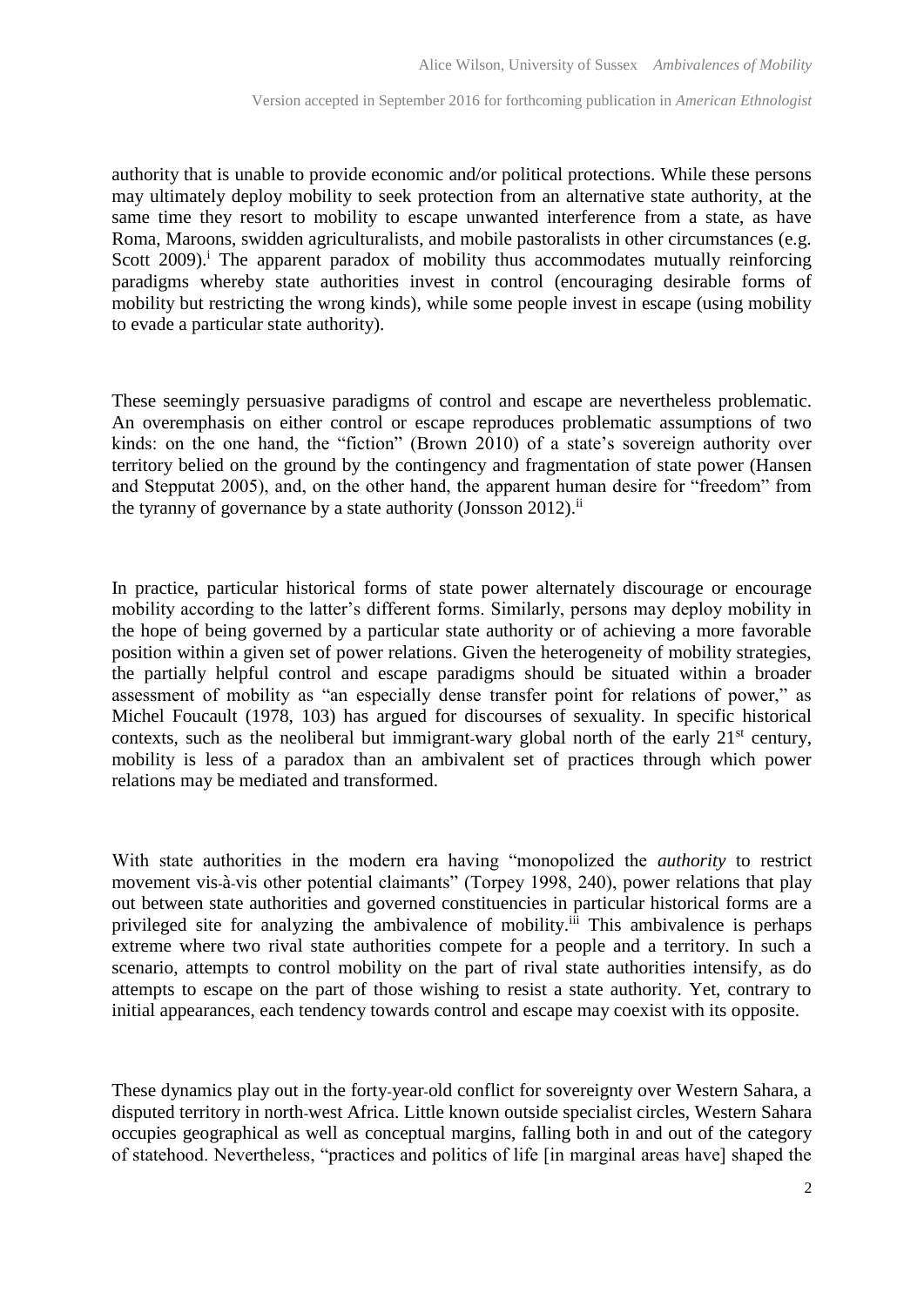authority that is unable to provide economic and/or political protections. While these persons may ultimately deploy mobility to seek protection from an alternative state authority, at the same time they resort to mobility to escape unwanted interference from a state, as have Roma, Maroons, swidden agriculturalists, and mobile pastoralists in other circumstances (e.g. Scott 2009).[i] The apparent paradox of mobility thus accommodates mutually reinforcing paradigms whereby state authorities invest in control (encouraging desirable forms of mobility but restricting the wrong kinds), while some people invest in escape (using mobility to evade a particular state authority).

These seemingly persuasive paradigms of control and escape are nevertheless problematic. An overemphasis on either control or escape reproduces problematic assumptions of two kinds: on the one hand, the "fiction" (Brown 2010) of a state's sovereign authority over territory belied on the ground by the contingency and fragmentation of state power (Hansen and Stepputat 2005), and, on the other hand, the apparent human desire for "freedom" from the tyranny of governance by a state authority (Jonsson 2012).[ii]

In practice, particular historical forms of state power alternately discourage or encourage mobility according to the latter's different forms. Similarly, persons may deploy mobility in the hope of being governed by a particular state authority or of achieving a more favorable position within a given set of power relations. Given the heterogeneity of mobility strategies, the partially helpful control and escape paradigms should be situated within a broader assessment of mobility as "an especially dense transfer point for relations of power," as Michel Foucault (1978, 103) has argued for discourses of sexuality. In specific historical contexts, such as the neoliberal but immigrant-wary global north of the early 21st century, mobility is less of a paradox than an ambivalent set of practices through which power relations may be mediated and transformed.

With state authorities in the modern era having "monopolized the *authority* to restrict movement vis-à-vis other potential claimants" (Torpey 1998, 240), power relations that play out between state authorities and governed constituencies in particular historical forms are a privileged site for analyzing the ambivalence of mobility.[iii] This ambivalence is perhaps extreme where two rival state authorities compete for a people and a territory. In such a scenario, attempts to control mobility on the part of rival state authorities intensify, as do attempts to escape on the part of those wishing to resist a state authority. Yet, contrary to initial appearances, each tendency towards control and escape may coexist with its opposite.

These dynamics play out in the forty-year-old conflict for sovereignty over Western Sahara, a disputed territory in north-west Africa. Little known outside specialist circles, Western Sahara occupies geographical as well as conceptual margins, falling both in and out of the category of statehood. Nevertheless, "practices and politics of life [in marginal areas have] shaped the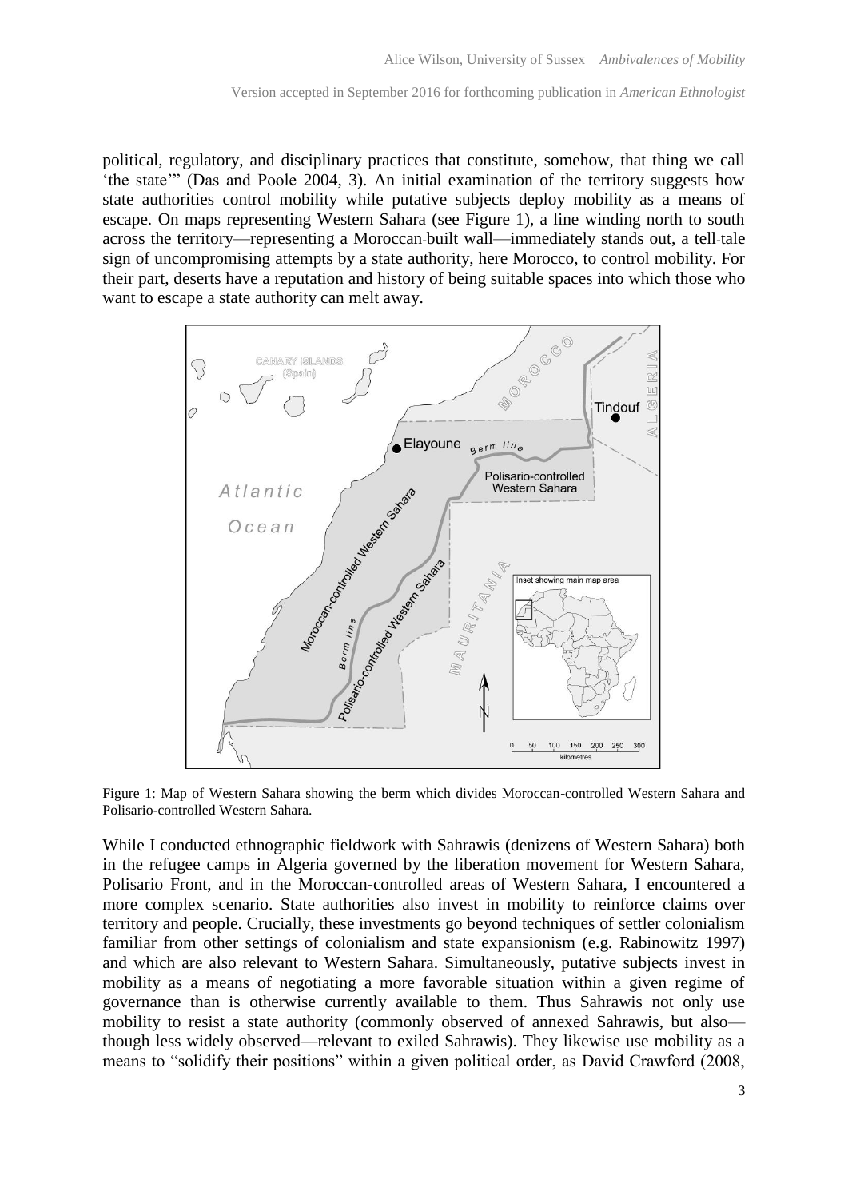political, regulatory, and disciplinary practices that constitute, somehow, that thing we call 'the state'" (Das and Poole 2004, 3). An initial examination of the territory suggests how state authorities control mobility while putative subjects deploy mobility as a means of escape. On maps representing Western Sahara (see Figure 1), a line winding north to south across the territory—representing a Moroccan-built wall—immediately stands out, a tell-tale sign of uncompromising attempts by a state authority, here Morocco, to control mobility. For their part, deserts have a reputation and history of being suitable spaces into which those who want to escape a state authority can melt away.

Figure 1: Map of Western Sahara showing the berm which divides Moroccan-controlled Western Sahara and Polisario-controlled Western Sahara.

While I conducted ethnographic fieldwork with Sahrawis (denizens of Western Sahara) both in the refugee camps in Algeria governed by the liberation movement for Western Sahara, Polisario Front, and in the Moroccan-controlled areas of Western Sahara, I encountered a more complex scenario. State authorities also invest in mobility to reinforce claims over territory and people. Crucially, these investments go beyond techniques of settler colonialism familiar from other settings of colonialism and state expansionism (e.g. Rabinowitz 1997) and which are also relevant to Western Sahara. Simultaneously, putative subjects invest in mobility as a means of negotiating a more favorable situation within a given regime of governance than is otherwise currently available to them. Thus Sahrawis not only use mobility to resist a state authority (commonly observed of annexed Sahrawis, but also—though less widely observed—relevant to exiled Sahrawis). They likewise use mobility as a means to "solidify their positions" within a given political order, as David Crawford (2008,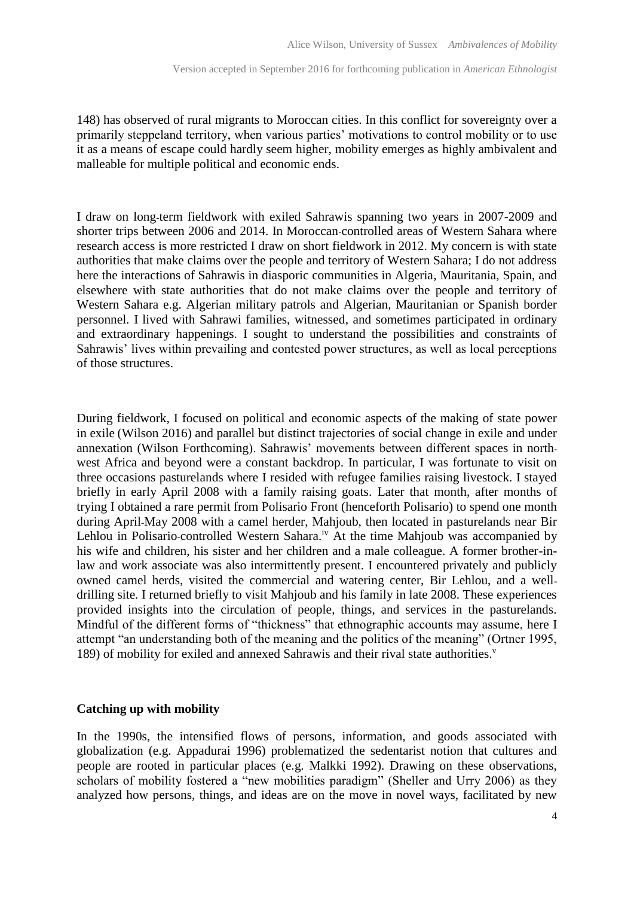148) has observed of rural migrants to Moroccan cities. In this conflict for sovereignty over a primarily steppeland territory, when various parties' motivations to control mobility or to use it as a means of escape could hardly seem higher, mobility emerges as highly ambivalent and malleable for multiple political and economic ends.

I draw on long-term fieldwork with exiled Sahrawis spanning two years in 2007-2009 and shorter trips between 2006 and 2014. In Moroccan-controlled areas of Western Sahara where research access is more restricted I draw on short fieldwork in 2012. My concern is with state authorities that make claims over the people and territory of Western Sahara; I do not address here the interactions of Sahrawis in diasporic communities in Algeria, Mauritania, Spain, and elsewhere with state authorities that do not make claims over the people and territory of Western Sahara e.g. Algerian military patrols and Algerian, Mauritanian or Spanish border personnel. I lived with Sahrawi families, witnessed, and sometimes participated in ordinary and extraordinary happenings. I sought to understand the possibilities and constraints of Sahrawis' lives within prevailing and contested power structures, as well as local perceptions of those structures.

During fieldwork, I focused on political and economic aspects of the making of state power in exile (Wilson 2016) and parallel but distinct trajectories of social change in exile and under annexation (Wilson Forthcoming). Sahrawis' movements between different spaces in north-west Africa and beyond were a constant backdrop. In particular, I was fortunate to visit on three occasions pasturelands where I resided with refugee families raising livestock. I stayed briefly in early April 2008 with a family raising goats. Later that month, after months of trying I obtained a rare permit from Polisario Front (henceforth Polisario) to spend one month during April-May 2008 with a camel herder, Mahjoub, then located in pasturelands near Bir Lehlou in Polisario-controlled Western Sahara.[iv] At the time Mahjoub was accompanied by his wife and children, his sister and her children and a male colleague. A former brother-in-law and work associate was also intermittently present. I encountered privately and publicly owned camel herds, visited the commercial and watering center, Bir Lehlou, and a well-drilling site. I returned briefly to visit Mahjoub and his family in late 2008. These experiences provided insights into the circulation of people, things, and services in the pasturelands. Mindful of the different forms of "thickness" that ethnographic accounts may assume, here I attempt "an understanding both of the meaning and the politics of the meaning" (Ortner 1995, 189) of mobility for exiled and annexed Sahrawis and their rival state authorities.[v]

## Catching up with mobility

In the 1990s, the intensified flows of persons, information, and goods associated with globalization (e.g. Appadurai 1996) problematized the sedentarist notion that cultures and people are rooted in particular places (e.g. Malkki 1992). Drawing on these observations, scholars of mobility fostered a "new mobilities paradigm" (Sheller and Urry 2006) as they analyzed how persons, things, and ideas are on the move in novel ways, facilitated by new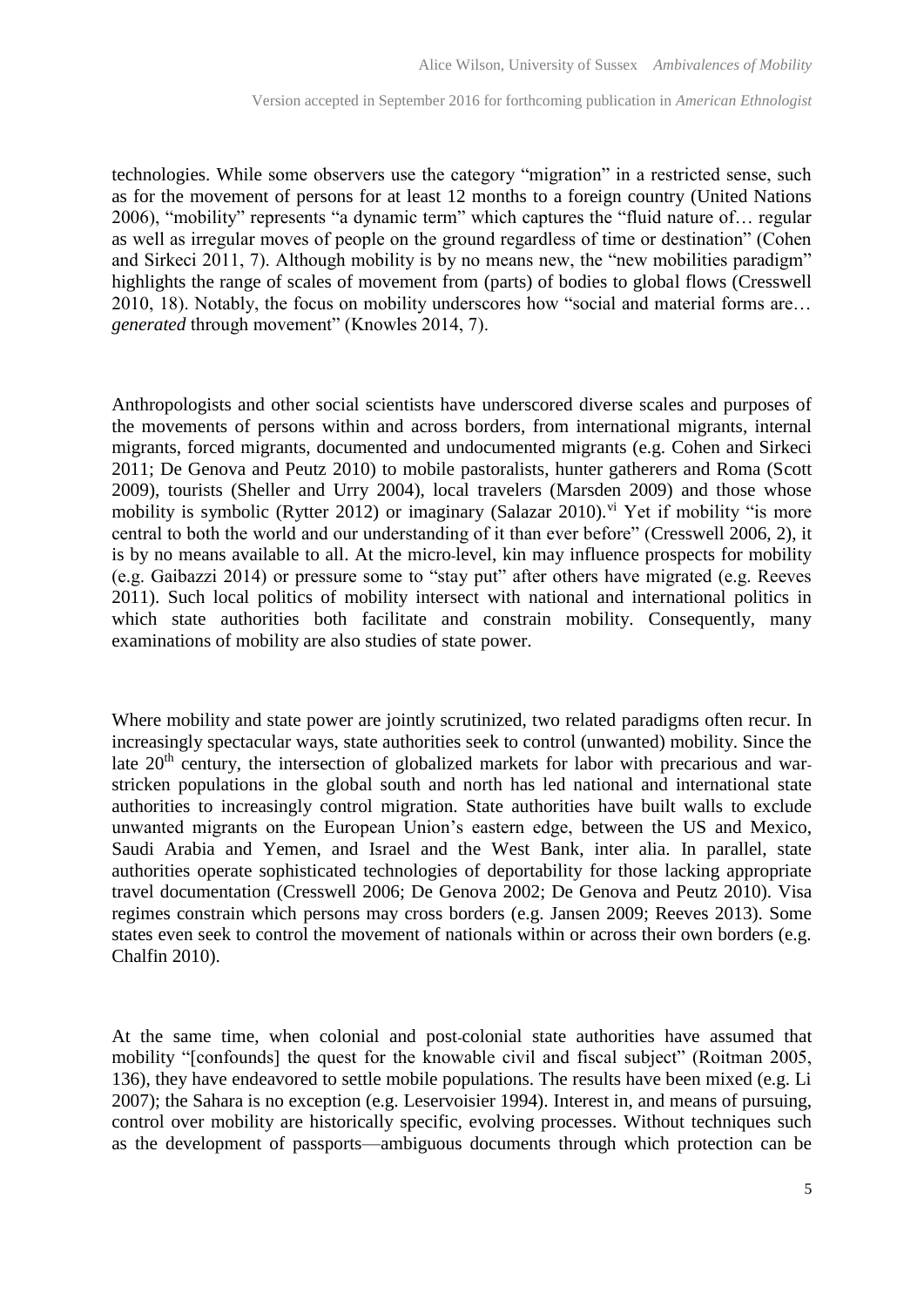technologies. While some observers use the category "migration" in a restricted sense, such as for the movement of persons for at least 12 months to a foreign country (United Nations 2006), "mobility" represents "a dynamic term" which captures the "fluid nature of… regular as well as irregular moves of people on the ground regardless of time or destination" (Cohen and Sirkeci 2011, 7). Although mobility is by no means new, the "new mobilities paradigm" highlights the range of scales of movement from (parts) of bodies to global flows (Cresswell 2010, 18). Notably, the focus on mobility underscores how "social and material forms are… *generated* through movement" (Knowles 2014, 7).

Anthropologists and other social scientists have underscored diverse scales and purposes of the movements of persons within and across borders, from international migrants, internal migrants, forced migrants, documented and undocumented migrants (e.g. Cohen and Sirkeci 2011; De Genova and Peutz 2010) to mobile pastoralists, hunter gatherers and Roma (Scott 2009), tourists (Sheller and Urry 2004), local travelers (Marsden 2009) and those whose mobility is symbolic (Rytter 2012) or imaginary (Salazar 2010).[vi] Yet if mobility "is more central to both the world and our understanding of it than ever before" (Cresswell 2006, 2), it is by no means available to all. At the micro-level, kin may influence prospects for mobility (e.g. Gaibazzi 2014) or pressure some to "stay put" after others have migrated (e.g. Reeves 2011). Such local politics of mobility intersect with national and international politics in which state authorities both facilitate and constrain mobility. Consequently, many examinations of mobility are also studies of state power.

Where mobility and state power are jointly scrutinized, two related paradigms often recur. In increasingly spectacular ways, state authorities seek to control (unwanted) mobility. Since the late 20th century, the intersection of globalized markets for labor with precarious and war-stricken populations in the global south and north has led national and international state authorities to increasingly control migration. State authorities have built walls to exclude unwanted migrants on the European Union's eastern edge, between the US and Mexico, Saudi Arabia and Yemen, and Israel and the West Bank, inter alia. In parallel, state authorities operate sophisticated technologies of deportability for those lacking appropriate travel documentation (Cresswell 2006; De Genova 2002; De Genova and Peutz 2010). Visa regimes constrain which persons may cross borders (e.g. Jansen 2009; Reeves 2013). Some states even seek to control the movement of nationals within or across their own borders (e.g. Chalfin 2010).

At the same time, when colonial and post-colonial state authorities have assumed that mobility "[confounds] the quest for the knowable civil and fiscal subject" (Roitman 2005, 136), they have endeavored to settle mobile populations. The results have been mixed (e.g. Li 2007); the Sahara is no exception (e.g. Leservoisier 1994). Interest in, and means of pursuing, control over mobility are historically specific, evolving processes. Without techniques such as the development of passports—ambiguous documents through which protection can be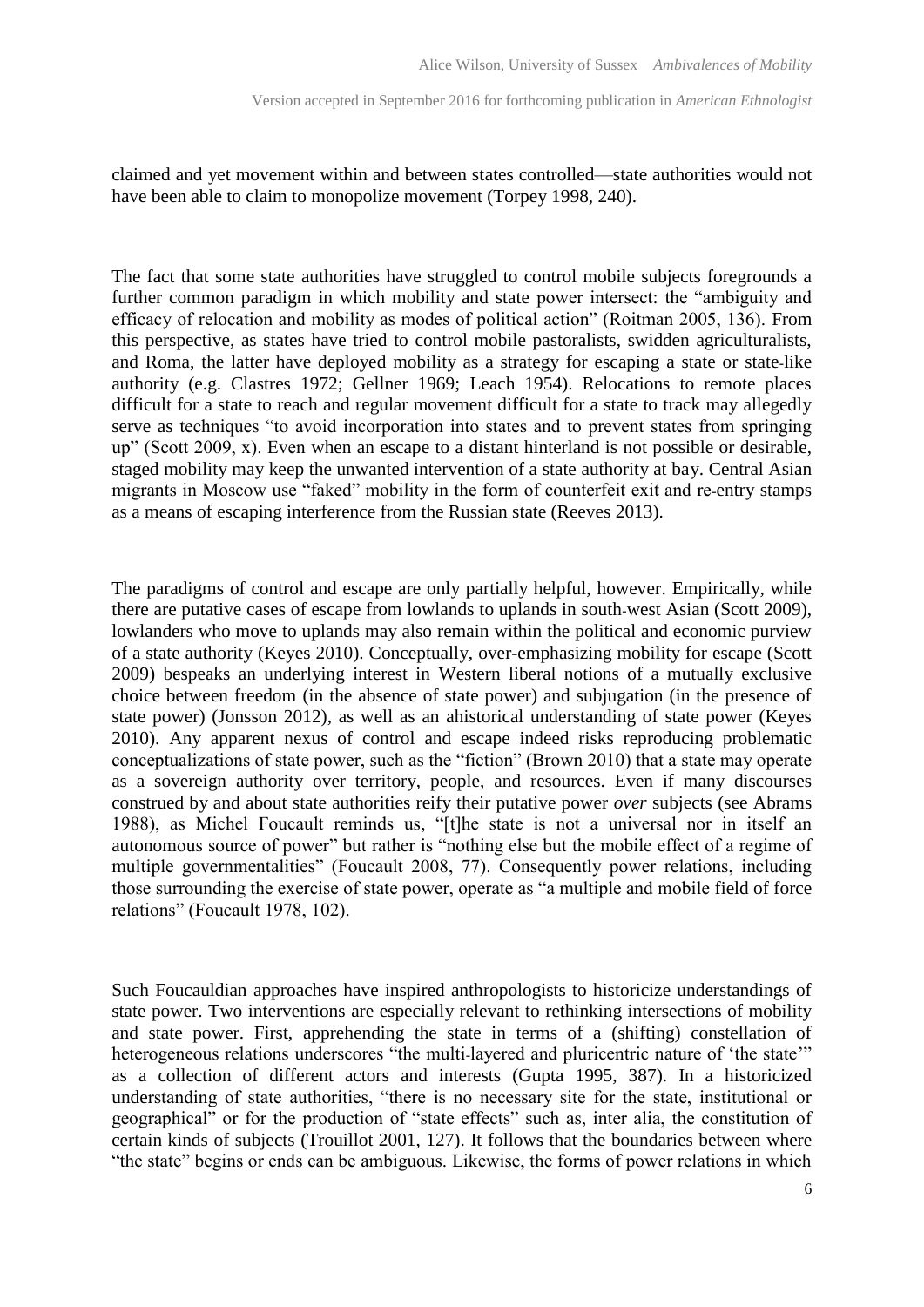claimed and yet movement within and between states controlled—state authorities would not have been able to claim to monopolize movement (Torpey 1998, 240).

The fact that some state authorities have struggled to control mobile subjects foregrounds a further common paradigm in which mobility and state power intersect: the "ambiguity and efficacy of relocation and mobility as modes of political action" (Roitman 2005, 136). From this perspective, as states have tried to control mobile pastoralists, swidden agriculturalists, and Roma, the latter have deployed mobility as a strategy for escaping a state or state-like authority (e.g. Clastres 1972; Gellner 1969; Leach 1954). Relocations to remote places difficult for a state to reach and regular movement difficult for a state to track may allegedly serve as techniques "to avoid incorporation into states and to prevent states from springing up" (Scott 2009, x). Even when an escape to a distant hinterland is not possible or desirable, staged mobility may keep the unwanted intervention of a state authority at bay. Central Asian migrants in Moscow use "faked" mobility in the form of counterfeit exit and re-entry stamps as a means of escaping interference from the Russian state (Reeves 2013).

The paradigms of control and escape are only partially helpful, however. Empirically, while there are putative cases of escape from lowlands to uplands in south-west Asian (Scott 2009), lowlanders who move to uplands may also remain within the political and economic purview of a state authority (Keyes 2010). Conceptually, over-emphasizing mobility for escape (Scott 2009) bespeaks an underlying interest in Western liberal notions of a mutually exclusive choice between freedom (in the absence of state power) and subjugation (in the presence of state power) (Jonsson 2012), as well as an ahistorical understanding of state power (Keyes 2010). Any apparent nexus of control and escape indeed risks reproducing problematic conceptualizations of state power, such as the "fiction" (Brown 2010) that a state may operate as a sovereign authority over territory, people, and resources. Even if many discourses construed by and about state authorities reify their putative power *over* subjects (see Abrams 1988), as Michel Foucault reminds us, "[t]he state is not a universal nor in itself an autonomous source of power" but rather is "nothing else but the mobile effect of a regime of multiple governmentalities" (Foucault 2008, 77). Consequently power relations, including those surrounding the exercise of state power, operate as "a multiple and mobile field of force relations" (Foucault 1978, 102).

Such Foucauldian approaches have inspired anthropologists to historicize understandings of state power. Two interventions are especially relevant to rethinking intersections of mobility and state power. First, apprehending the state in terms of a (shifting) constellation of heterogeneous relations underscores "the multi-layered and pluricentric nature of 'the state'" as a collection of different actors and interests (Gupta 1995, 387). In a historicized understanding of state authorities, "there is no necessary site for the state, institutional or geographical" or for the production of "state effects" such as, inter alia, the constitution of certain kinds of subjects (Trouillot 2001, 127). It follows that the boundaries between where "the state" begins or ends can be ambiguous. Likewise, the forms of power relations in which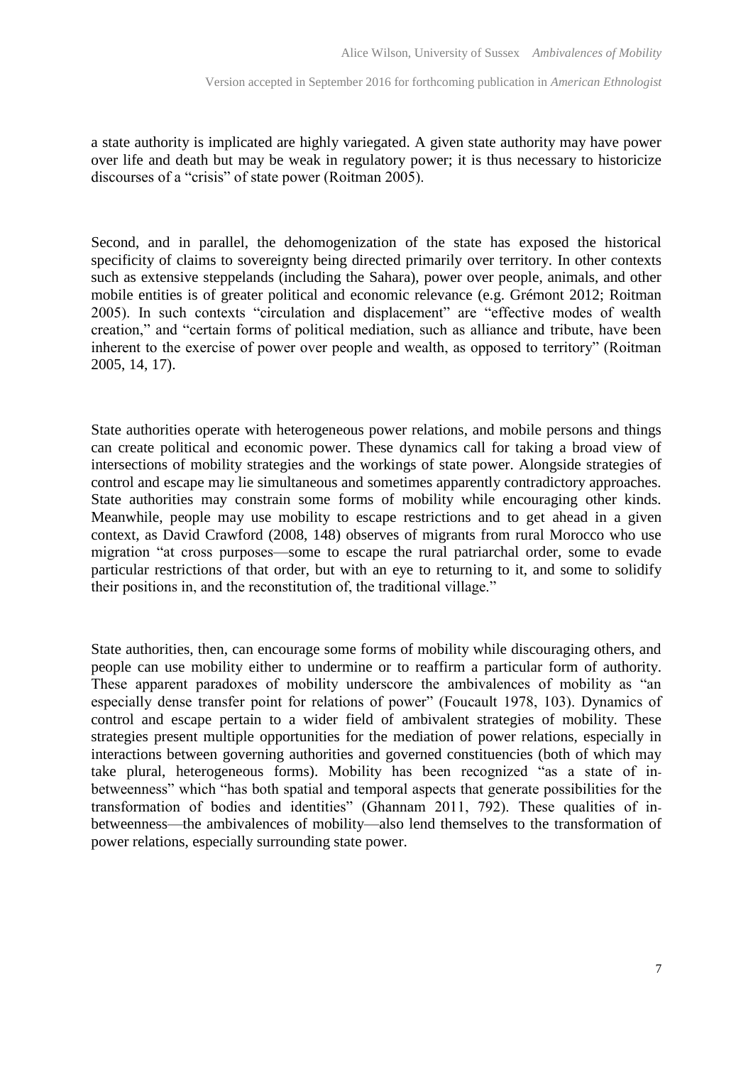a state authority is implicated are highly variegated. A given state authority may have power over life and death but may be weak in regulatory power; it is thus necessary to historicize discourses of a "crisis" of state power (Roitman 2005).

Second, and in parallel, the dehomogenization of the state has exposed the historical specificity of claims to sovereignty being directed primarily over territory. In other contexts such as extensive steppelands (including the Sahara), power over people, animals, and other mobile entities is of greater political and economic relevance (e.g. Grémont 2012; Roitman 2005). In such contexts "circulation and displacement" are "effective modes of wealth creation," and "certain forms of political mediation, such as alliance and tribute, have been inherent to the exercise of power over people and wealth, as opposed to territory" (Roitman 2005, 14, 17).

State authorities operate with heterogeneous power relations, and mobile persons and things can create political and economic power. These dynamics call for taking a broad view of intersections of mobility strategies and the workings of state power. Alongside strategies of control and escape may lie simultaneous and sometimes apparently contradictory approaches. State authorities may constrain some forms of mobility while encouraging other kinds. Meanwhile, people may use mobility to escape restrictions and to get ahead in a given context, as David Crawford (2008, 148) observes of migrants from rural Morocco who use migration "at cross purposes—some to escape the rural patriarchal order, some to evade particular restrictions of that order, but with an eye to returning to it, and some to solidify their positions in, and the reconstitution of, the traditional village."

State authorities, then, can encourage some forms of mobility while discouraging others, and people can use mobility either to undermine or to reaffirm a particular form of authority. These apparent paradoxes of mobility underscore the ambivalences of mobility as "an especially dense transfer point for relations of power" (Foucault 1978, 103). Dynamics of control and escape pertain to a wider field of ambivalent strategies of mobility. These strategies present multiple opportunities for the mediation of power relations, especially in interactions between governing authorities and governed constituencies (both of which may take plural, heterogeneous forms). Mobility has been recognized "as a state of in-betweenness" which "has both spatial and temporal aspects that generate possibilities for the transformation of bodies and identities" (Ghannam 2011, 792). These qualities of in-betweenness—the ambivalences of mobility—also lend themselves to the transformation of power relations, especially surrounding state power.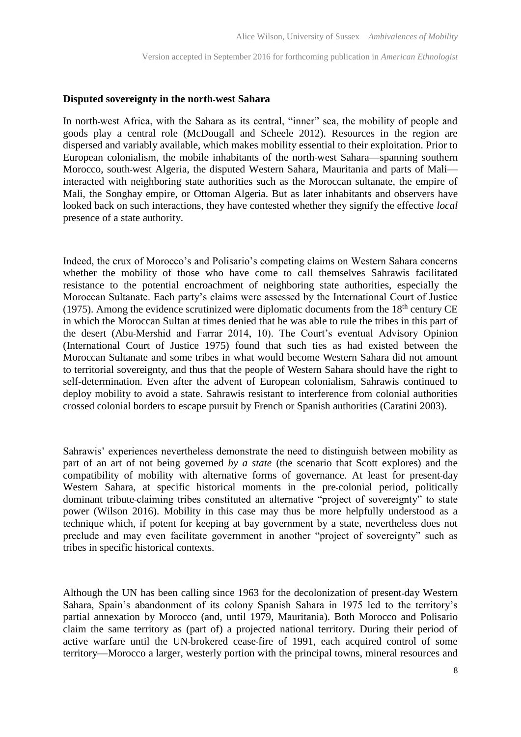**Disputed sovereignty in the north-west Sahara**

In north-west Africa, with the Sahara as its central, "inner" sea, the mobility of people and goods play a central role (McDougall and Scheele 2012). Resources in the region are dispersed and variably available, which makes mobility essential to their exploitation. Prior to European colonialism, the mobile inhabitants of the north-west Sahara—spanning southern Morocco, south-west Algeria, the disputed Western Sahara, Mauritania and parts of Mali—interacted with neighboring state authorities such as the Moroccan sultanate, the empire of Mali, the Songhay empire, or Ottoman Algeria. But as later inhabitants and observers have looked back on such interactions, they have contested whether they signify the effective *local* presence of a state authority.

Indeed, the crux of Morocco's and Polisario's competing claims on Western Sahara concerns whether the mobility of those who have come to call themselves Sahrawis facilitated resistance to the potential encroachment of neighboring state authorities, especially the Moroccan Sultanate. Each party's claims were assessed by the International Court of Justice (1975). Among the evidence scrutinized were diplomatic documents from the 18th century CE in which the Moroccan Sultan at times denied that he was able to rule the tribes in this part of the desert (Abu-Mershid and Farrar 2014, 10). The Court's eventual Advisory Opinion (International Court of Justice 1975) found that such ties as had existed between the Moroccan Sultanate and some tribes in what would become Western Sahara did not amount to territorial sovereignty, and thus that the people of Western Sahara should have the right to self-determination. Even after the advent of European colonialism, Sahrawis continued to deploy mobility to avoid a state. Sahrawis resistant to interference from colonial authorities crossed colonial borders to escape pursuit by French or Spanish authorities (Caratini 2003).

Sahrawis' experiences nevertheless demonstrate the need to distinguish between mobility as part of an art of not being governed *by a state* (the scenario that Scott explores) and the compatibility of mobility with alternative forms of governance. At least for present-day Western Sahara, at specific historical moments in the pre-colonial period, politically dominant tribute-claiming tribes constituted an alternative "project of sovereignty" to state power (Wilson 2016). Mobility in this case may thus be more helpfully understood as a technique which, if potent for keeping at bay government by a state, nevertheless does not preclude and may even facilitate government in another "project of sovereignty" such as tribes in specific historical contexts.

Although the UN has been calling since 1963 for the decolonization of present-day Western Sahara, Spain's abandonment of its colony Spanish Sahara in 1975 led to the territory's partial annexation by Morocco (and, until 1979, Mauritania). Both Morocco and Polisario claim the same territory as (part of) a projected national territory. During their period of active warfare until the UN-brokered cease-fire of 1991, each acquired control of some territory—Morocco a larger, westerly portion with the principal towns, mineral resources and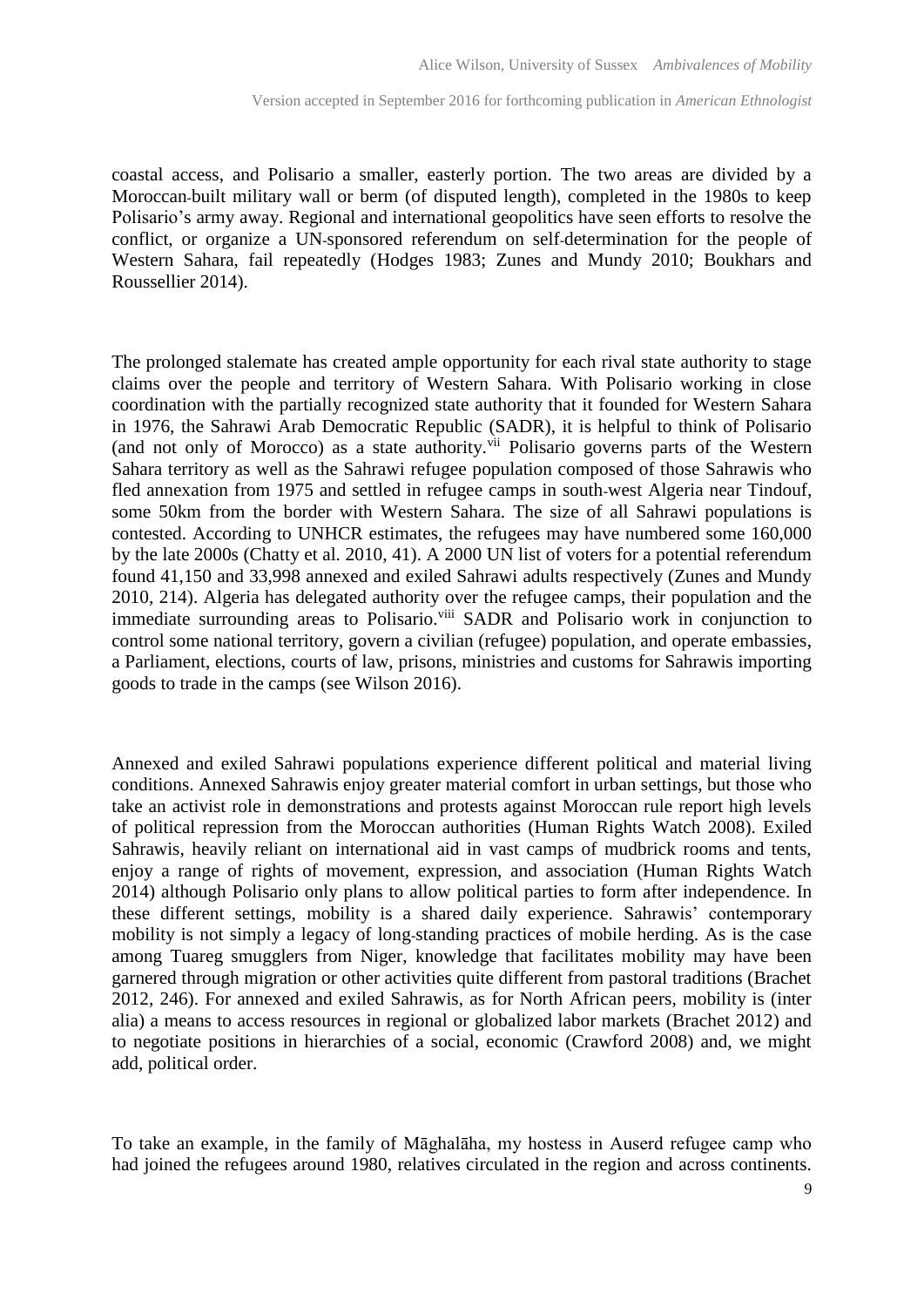coastal access, and Polisario a smaller, easterly portion. The two areas are divided by a Moroccan-built military wall or berm (of disputed length), completed in the 1980s to keep Polisario's army away. Regional and international geopolitics have seen efforts to resolve the conflict, or organize a UN-sponsored referendum on self-determination for the people of Western Sahara, fail repeatedly (Hodges 1983; Zunes and Mundy 2010; Boukhars and Roussellier 2014).

The prolonged stalemate has created ample opportunity for each rival state authority to stage claims over the people and territory of Western Sahara. With Polisario working in close coordination with the partially recognized state authority that it founded for Western Sahara in 1976, the Sahrawi Arab Democratic Republic (SADR), it is helpful to think of Polisario (and not only of Morocco) as a state authority.[vii] Polisario governs parts of the Western Sahara territory as well as the Sahrawi refugee population composed of those Sahrawis who fled annexation from 1975 and settled in refugee camps in south-west Algeria near Tindouf, some 50km from the border with Western Sahara. The size of all Sahrawi populations is contested. According to UNHCR estimates, the refugees may have numbered some 160,000 by the late 2000s (Chatty et al. 2010, 41). A 2000 UN list of voters for a potential referendum found 41,150 and 33,998 annexed and exiled Sahrawi adults respectively (Zunes and Mundy 2010, 214). Algeria has delegated authority over the refugee camps, their population and the immediate surrounding areas to Polisario.[viii] SADR and Polisario work in conjunction to control some national territory, govern a civilian (refugee) population, and operate embassies, a Parliament, elections, courts of law, prisons, ministries and customs for Sahrawis importing goods to trade in the camps (see Wilson 2016).

Annexed and exiled Sahrawi populations experience different political and material living conditions. Annexed Sahrawis enjoy greater material comfort in urban settings, but those who take an activist role in demonstrations and protests against Moroccan rule report high levels of political repression from the Moroccan authorities (Human Rights Watch 2008). Exiled Sahrawis, heavily reliant on international aid in vast camps of mudbrick rooms and tents, enjoy a range of rights of movement, expression, and association (Human Rights Watch 2014) although Polisario only plans to allow political parties to form after independence. In these different settings, mobility is a shared daily experience. Sahrawis' contemporary mobility is not simply a legacy of long-standing practices of mobile herding. As is the case among Tuareg smugglers from Niger, knowledge that facilitates mobility may have been garnered through migration or other activities quite different from pastoral traditions (Brachet 2012, 246). For annexed and exiled Sahrawis, as for North African peers, mobility is (inter alia) a means to access resources in regional or globalized labor markets (Brachet 2012) and to negotiate positions in hierarchies of a social, economic (Crawford 2008) and, we might add, political order.

To take an example, in the family of Māghalāha, my hostess in Auserd refugee camp who had joined the refugees around 1980, relatives circulated in the region and across continents.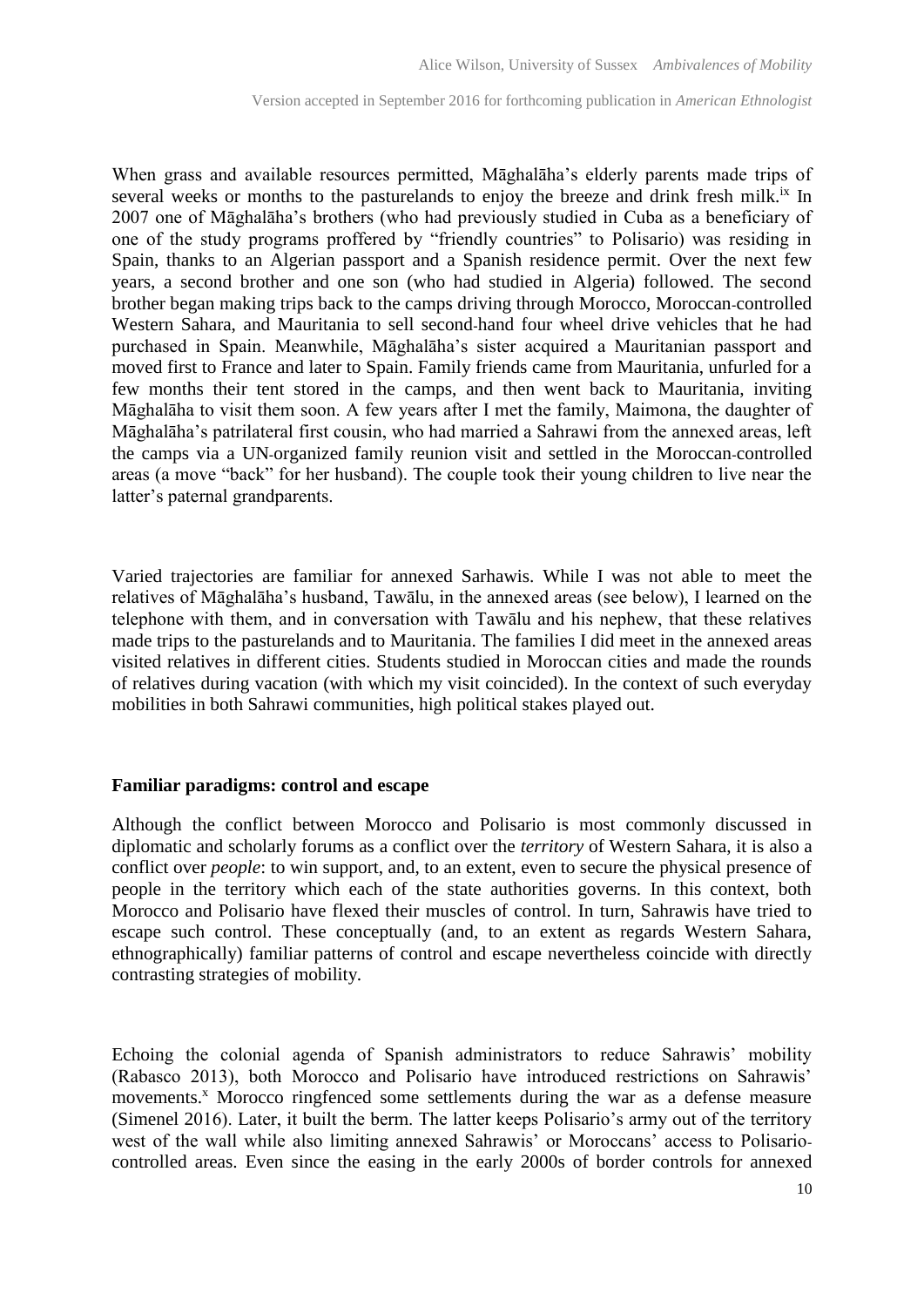When grass and available resources permitted, Māghalāha's elderly parents made trips of several weeks or months to the pasturelands to enjoy the breeze and drink fresh milk.[ix] In 2007 one of Māghalāha's brothers (who had previously studied in Cuba as a beneficiary of one of the study programs proffered by "friendly countries" to Polisario) was residing in Spain, thanks to an Algerian passport and a Spanish residence permit. Over the next few years, a second brother and one son (who had studied in Algeria) followed. The second brother began making trips back to the camps driving through Morocco, Moroccan-controlled Western Sahara, and Mauritania to sell second-hand four wheel drive vehicles that he had purchased in Spain. Meanwhile, Māghalāha's sister acquired a Mauritanian passport and moved first to France and later to Spain. Family friends came from Mauritania, unfurled for a few months their tent stored in the camps, and then went back to Mauritania, inviting Māghalāha to visit them soon. A few years after I met the family, Maimona, the daughter of Māghalāha's patrilateral first cousin, who had married a Sahrawi from the annexed areas, left the camps via a UN-organized family reunion visit and settled in the Moroccan-controlled areas (a move "back" for her husband). The couple took their young children to live near the latter's paternal grandparents.

Varied trajectories are familiar for annexed Sarhawis. While I was not able to meet the relatives of Māghalāha's husband, Tawālu, in the annexed areas (see below), I learned on the telephone with them, and in conversation with Tawālu and his nephew, that these relatives made trips to the pasturelands and to Mauritania. The families I did meet in the annexed areas visited relatives in different cities. Students studied in Moroccan cities and made the rounds of relatives during vacation (with which my visit coincided). In the context of such everyday mobilities in both Sahrawi communities, high political stakes played out.

**Familiar paradigms: control and escape**

Although the conflict between Morocco and Polisario is most commonly discussed in diplomatic and scholarly forums as a conflict over the *territory* of Western Sahara, it is also a conflict over *people*: to win support, and, to an extent, even to secure the physical presence of people in the territory which each of the state authorities governs. In this context, both Morocco and Polisario have flexed their muscles of control. In turn, Sahrawis have tried to escape such control. These conceptually (and, to an extent as regards Western Sahara, ethnographically) familiar patterns of control and escape nevertheless coincide with directly contrasting strategies of mobility.

Echoing the colonial agenda of Spanish administrators to reduce Sahrawis' mobility (Rabasco 2013), both Morocco and Polisario have introduced restrictions on Sahrawis' movements.[x] Morocco ringfenced some settlements during the war as a defense measure (Simenel 2016). Later, it built the berm. The latter keeps Polisario's army out of the territory west of the wall while also limiting annexed Sahrawis' or Moroccans' access to Polisario-controlled areas. Even since the easing in the early 2000s of border controls for annexed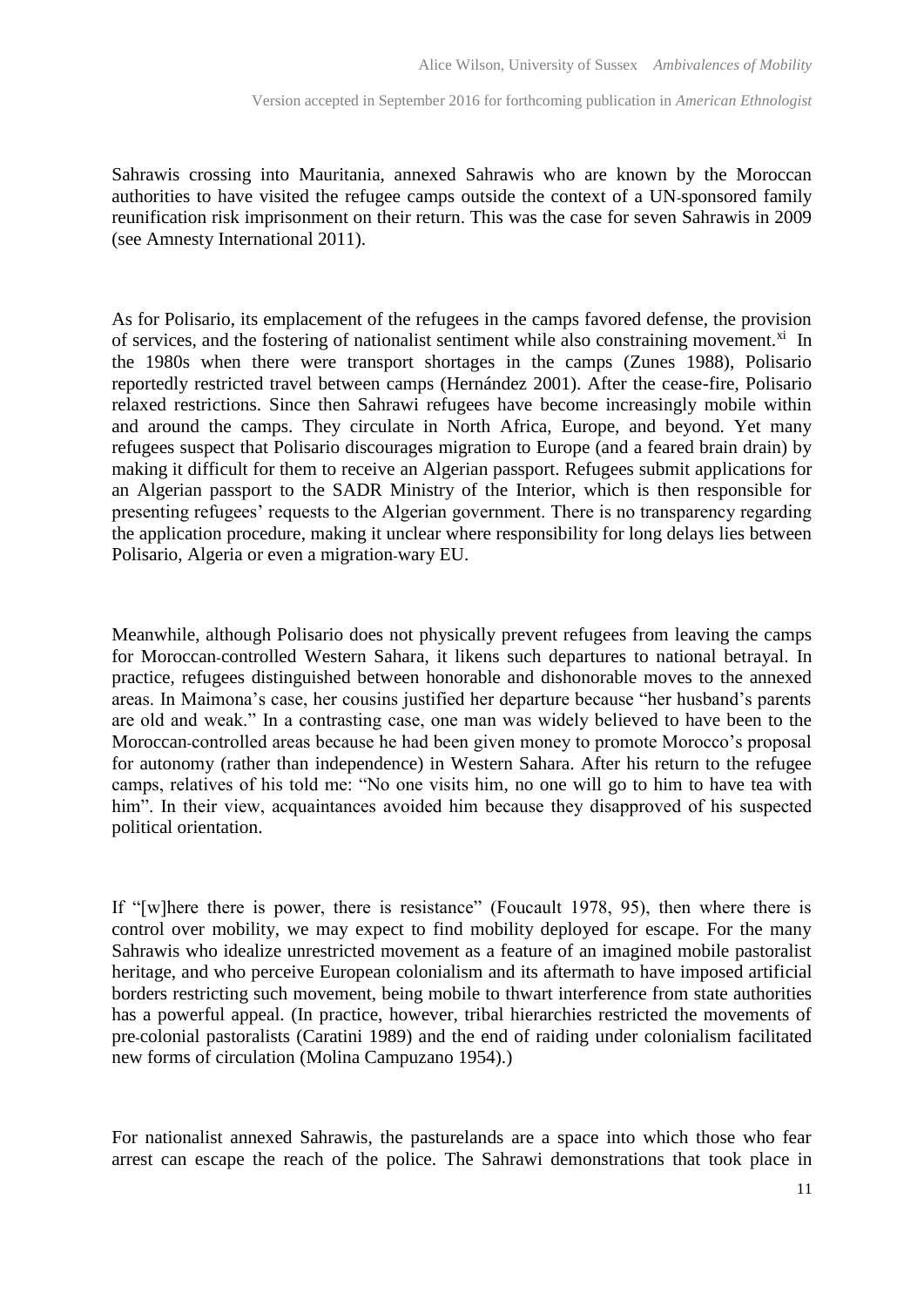Sahrawis crossing into Mauritania, annexed Sahrawis who are known by the Moroccan authorities to have visited the refugee camps outside the context of a UN-sponsored family reunification risk imprisonment on their return. This was the case for seven Sahrawis in 2009 (see Amnesty International 2011).

As for Polisario, its emplacement of the refugees in the camps favored defense, the provision of services, and the fostering of nationalist sentiment while also constraining movement.[xi] In the 1980s when there were transport shortages in the camps (Zunes 1988), Polisario reportedly restricted travel between camps (Hernández 2001). After the cease-fire, Polisario relaxed restrictions. Since then Sahrawi refugees have become increasingly mobile within and around the camps. They circulate in North Africa, Europe, and beyond. Yet many refugees suspect that Polisario discourages migration to Europe (and a feared brain drain) by making it difficult for them to receive an Algerian passport. Refugees submit applications for an Algerian passport to the SADR Ministry of the Interior, which is then responsible for presenting refugees' requests to the Algerian government. There is no transparency regarding the application procedure, making it unclear where responsibility for long delays lies between Polisario, Algeria or even a migration-wary EU.

Meanwhile, although Polisario does not physically prevent refugees from leaving the camps for Moroccan-controlled Western Sahara, it likens such departures to national betrayal. In practice, refugees distinguished between honorable and dishonorable moves to the annexed areas. In Maimona's case, her cousins justified her departure because "her husband's parents are old and weak." In a contrasting case, one man was widely believed to have been to the Moroccan-controlled areas because he had been given money to promote Morocco's proposal for autonomy (rather than independence) in Western Sahara. After his return to the refugee camps, relatives of his told me: "No one visits him, no one will go to him to have tea with him". In their view, acquaintances avoided him because they disapproved of his suspected political orientation.

If "[w]here there is power, there is resistance" (Foucault 1978, 95), then where there is control over mobility, we may expect to find mobility deployed for escape. For the many Sahrawis who idealize unrestricted movement as a feature of an imagined mobile pastoralist heritage, and who perceive European colonialism and its aftermath to have imposed artificial borders restricting such movement, being mobile to thwart interference from state authorities has a powerful appeal. (In practice, however, tribal hierarchies restricted the movements of pre-colonial pastoralists (Caratini 1989) and the end of raiding under colonialism facilitated new forms of circulation (Molina Campuzano 1954).)

For nationalist annexed Sahrawis, the pasturelands are a space into which those who fear arrest can escape the reach of the police. The Sahrawi demonstrations that took place in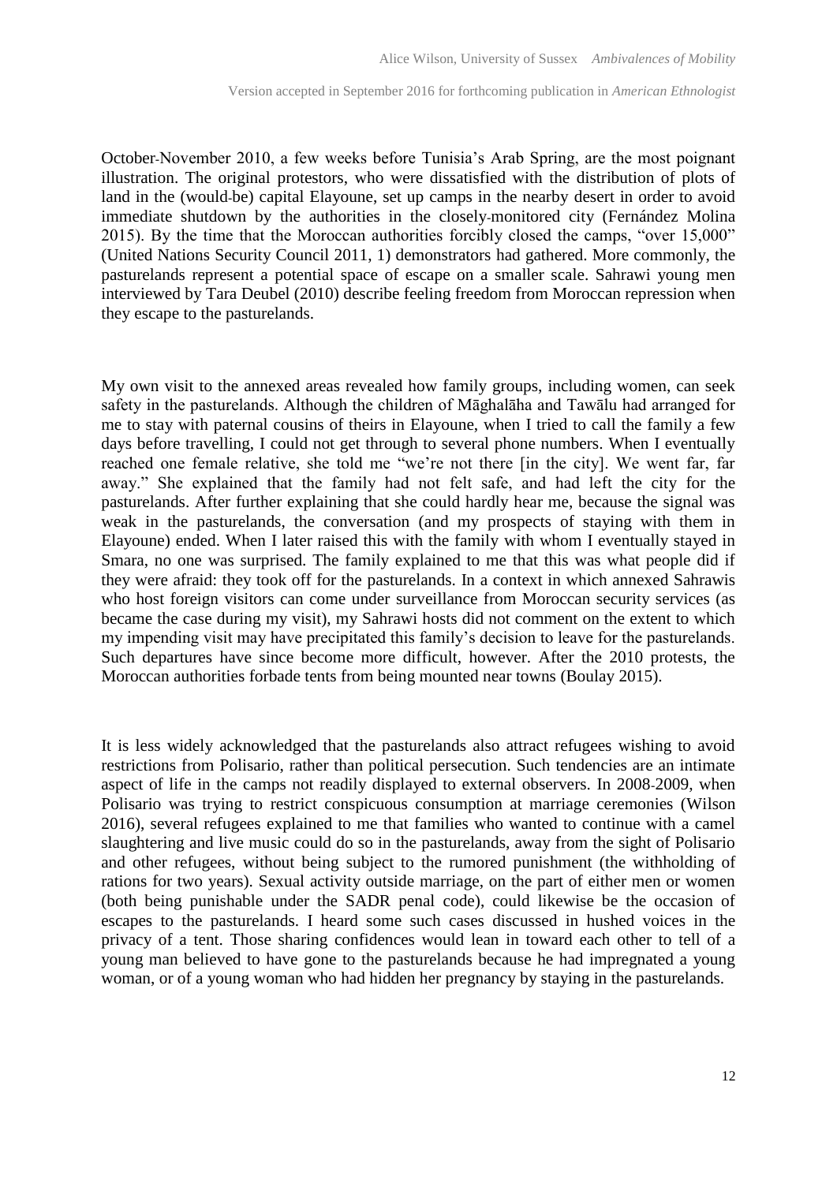October-November 2010, a few weeks before Tunisia's Arab Spring, are the most poignant illustration. The original protestors, who were dissatisfied with the distribution of plots of land in the (would-be) capital Elayoune, set up camps in the nearby desert in order to avoid immediate shutdown by the authorities in the closely-monitored city (Fernández Molina 2015). By the time that the Moroccan authorities forcibly closed the camps, "over 15,000" (United Nations Security Council 2011, 1) demonstrators had gathered. More commonly, the pasturelands represent a potential space of escape on a smaller scale. Sahrawi young men interviewed by Tara Deubel (2010) describe feeling freedom from Moroccan repression when they escape to the pasturelands.

My own visit to the annexed areas revealed how family groups, including women, can seek safety in the pasturelands. Although the children of Māghalāha and Tawālu had arranged for me to stay with paternal cousins of theirs in Elayoune, when I tried to call the family a few days before travelling, I could not get through to several phone numbers. When I eventually reached one female relative, she told me "we're not there [in the city]. We went far, far away." She explained that the family had not felt safe, and had left the city for the pasturelands. After further explaining that she could hardly hear me, because the signal was weak in the pasturelands, the conversation (and my prospects of staying with them in Elayoune) ended. When I later raised this with the family with whom I eventually stayed in Smara, no one was surprised. The family explained to me that this was what people did if they were afraid: they took off for the pasturelands. In a context in which annexed Sahrawis who host foreign visitors can come under surveillance from Moroccan security services (as became the case during my visit), my Sahrawi hosts did not comment on the extent to which my impending visit may have precipitated this family's decision to leave for the pasturelands. Such departures have since become more difficult, however. After the 2010 protests, the Moroccan authorities forbade tents from being mounted near towns (Boulay 2015).

It is less widely acknowledged that the pasturelands also attract refugees wishing to avoid restrictions from Polisario, rather than political persecution. Such tendencies are an intimate aspect of life in the camps not readily displayed to external observers. In 2008-2009, when Polisario was trying to restrict conspicuous consumption at marriage ceremonies (Wilson 2016), several refugees explained to me that families who wanted to continue with a camel slaughtering and live music could do so in the pasturelands, away from the sight of Polisario and other refugees, without being subject to the rumored punishment (the withholding of rations for two years). Sexual activity outside marriage, on the part of either men or women (both being punishable under the SADR penal code), could likewise be the occasion of escapes to the pasturelands. I heard some such cases discussed in hushed voices in the privacy of a tent. Those sharing confidences would lean in toward each other to tell of a young man believed to have gone to the pasturelands because he had impregnated a young woman, or of a young woman who had hidden her pregnancy by staying in the pasturelands.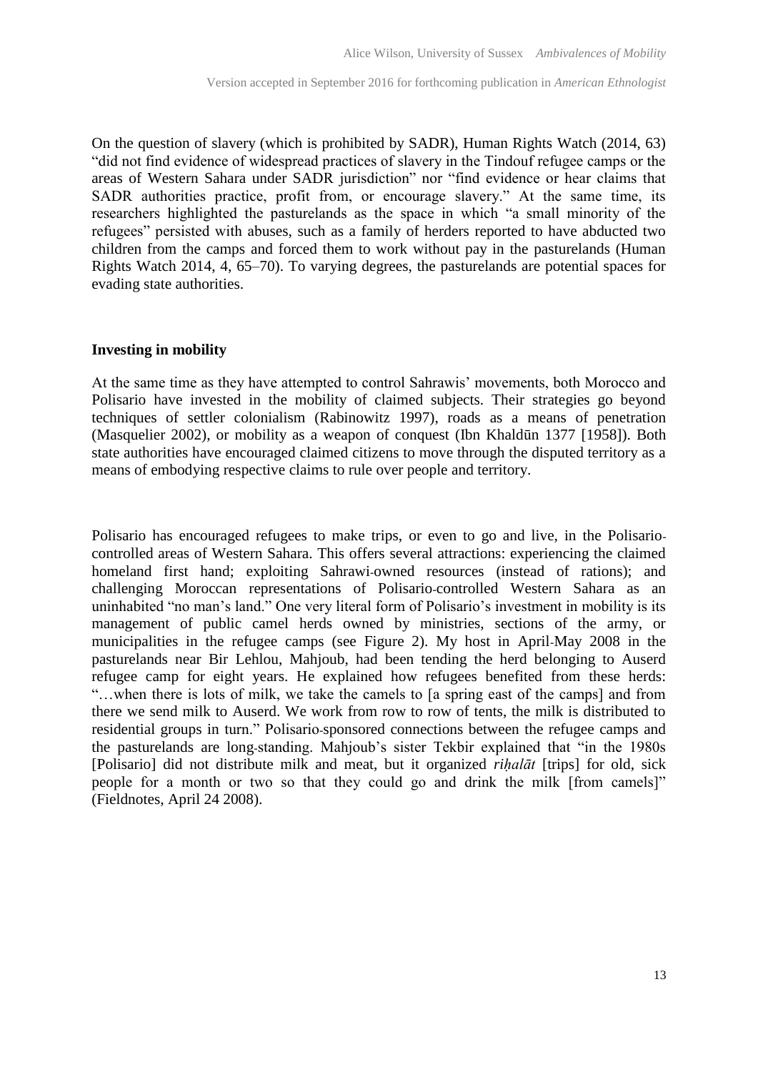On the question of slavery (which is prohibited by SADR), Human Rights Watch (2014, 63) "did not find evidence of widespread practices of slavery in the Tindouf refugee camps or the areas of Western Sahara under SADR jurisdiction" nor "find evidence or hear claims that SADR authorities practice, profit from, or encourage slavery." At the same time, its researchers highlighted the pasturelands as the space in which "a small minority of the refugees" persisted with abuses, such as a family of herders reported to have abducted two children from the camps and forced them to work without pay in the pasturelands (Human Rights Watch 2014, 4, 65–70). To varying degrees, the pasturelands are potential spaces for evading state authorities.

## Investing in mobility

At the same time as they have attempted to control Sahrawis' movements, both Morocco and Polisario have invested in the mobility of claimed subjects. Their strategies go beyond techniques of settler colonialism (Rabinowitz 1997), roads as a means of penetration (Masquelier 2002), or mobility as a weapon of conquest (Ibn Khaldūn 1377 [1958]). Both state authorities have encouraged claimed citizens to move through the disputed territory as a means of embodying respective claims to rule over people and territory.

Polisario has encouraged refugees to make trips, or even to go and live, in the Polisario-controlled areas of Western Sahara. This offers several attractions: experiencing the claimed homeland first hand; exploiting Sahrawi-owned resources (instead of rations); and challenging Moroccan representations of Polisario-controlled Western Sahara as an uninhabited "no man's land." One very literal form of Polisario's investment in mobility is its management of public camel herds owned by ministries, sections of the army, or municipalities in the refugee camps (see Figure 2). My host in April-May 2008 in the pasturelands near Bir Lehlou, Mahjoub, had been tending the herd belonging to Auserd refugee camp for eight years. He explained how refugees benefited from these herds: "…when there is lots of milk, we take the camels to [a spring east of the camps] and from there we send milk to Auserd. We work from row to row of tents, the milk is distributed to residential groups in turn." Polisario-sponsored connections between the refugee camps and the pasturelands are long-standing. Mahjoub's sister Tekbir explained that "in the 1980s [Polisario] did not distribute milk and meat, but it organized *riḥalāt* [trips] for old, sick people for a month or two so that they could go and drink the milk [from camels]" (Fieldnotes, April 24 2008).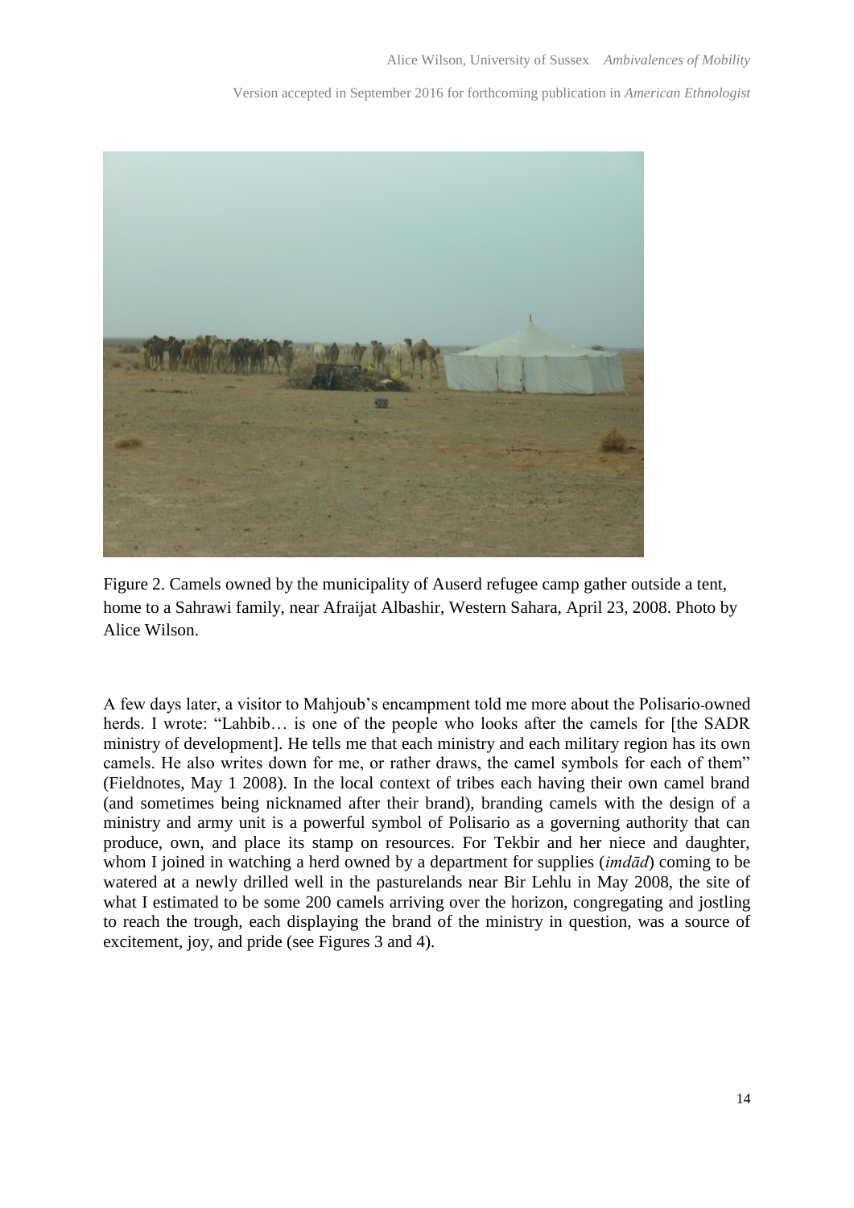Figure 2. Camels owned by the municipality of Auserd refugee camp gather outside a tent, home to a Sahrawi family, near Afraijat Albashir, Western Sahara, April 23, 2008. Photo by Alice Wilson.

A few days later, a visitor to Mahjoub's encampment told me more about the Polisario-owned herds. I wrote: "Lahbib… is one of the people who looks after the camels for [the SADR ministry of development]. He tells me that each ministry and each military region has its own camels. He also writes down for me, or rather draws, the camel symbols for each of them" (Fieldnotes, May 1 2008). In the local context of tribes each having their own camel brand (and sometimes being nicknamed after their brand), branding camels with the design of a ministry and army unit is a powerful symbol of Polisario as a governing authority that can produce, own, and place its stamp on resources. For Tekbir and her niece and daughter, whom I joined in watching a herd owned by a department for supplies (*imdād*) coming to be watered at a newly drilled well in the pasturelands near Bir Lehlu in May 2008, the site of what I estimated to be some 200 camels arriving over the horizon, congregating and jostling to reach the trough, each displaying the brand of the ministry in question, was a source of excitement, joy, and pride (see Figures 3 and 4).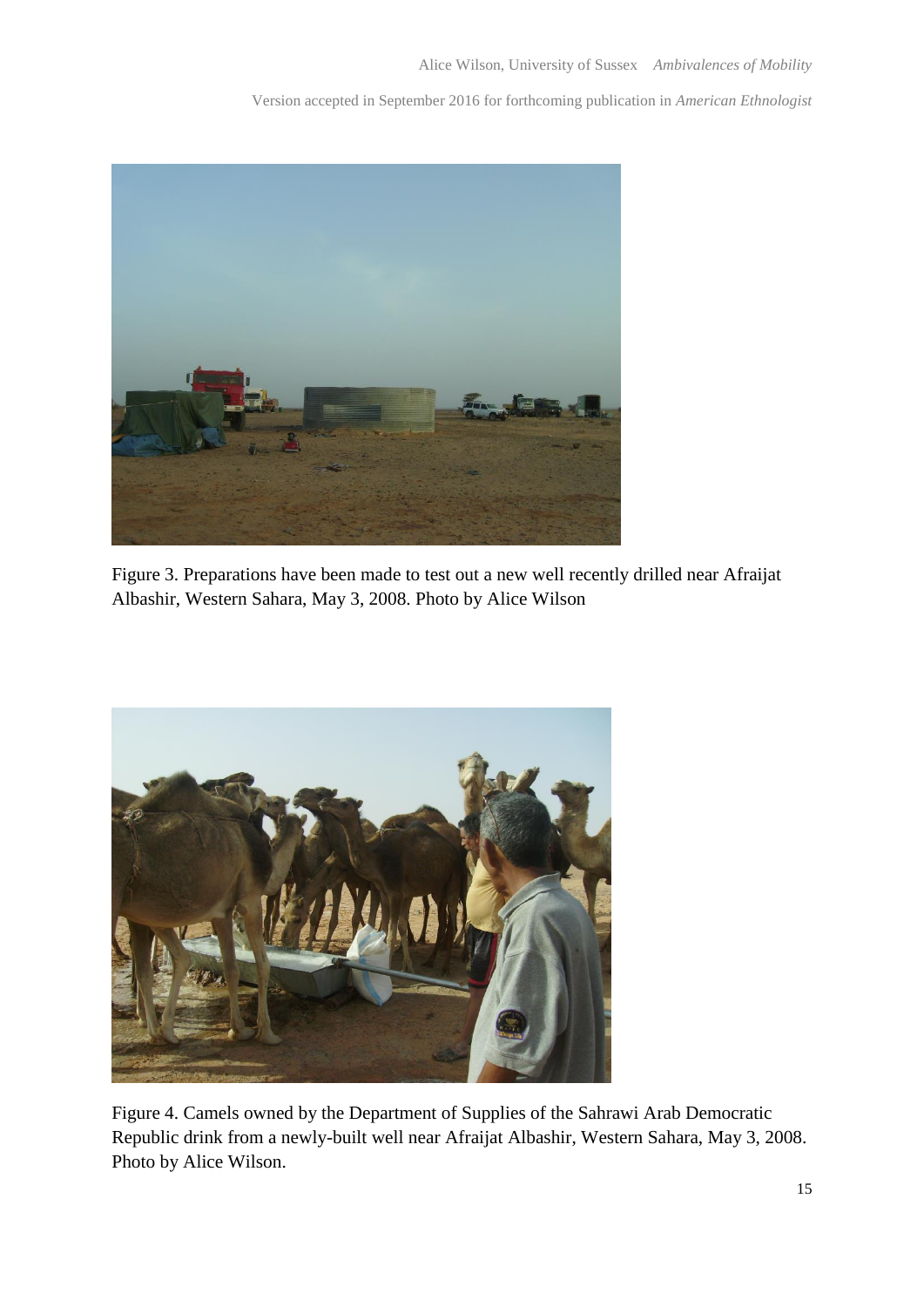Figure 3. Preparations have been made to test out a new well recently drilled near Afraijat Albashir, Western Sahara, May 3, 2008. Photo by Alice Wilson

Figure 4. Camels owned by the Department of Supplies of the Sahrawi Arab Democratic Republic drink from a newly-built well near Afraijat Albashir, Western Sahara, May 3, 2008. Photo by Alice Wilson.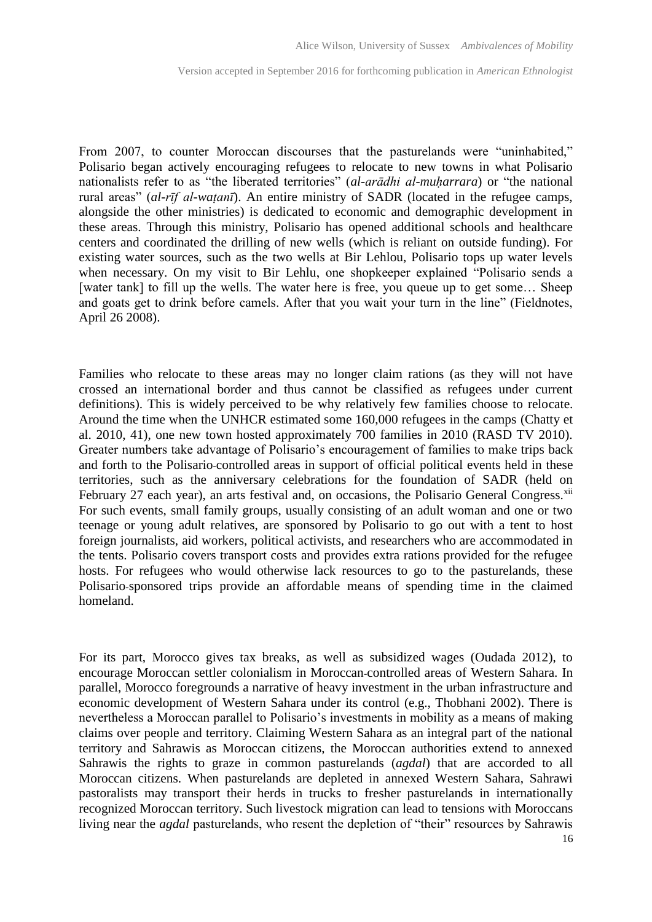From 2007, to counter Moroccan discourses that the pasturelands were "uninhabited," Polisario began actively encouraging refugees to relocate to new towns in what Polisario nationalists refer to as "the liberated territories" (*al-arādhi al-muḥarrara*) or "the national rural areas" (*al-rīf al-waṭanī*). An entire ministry of SADR (located in the refugee camps, alongside the other ministries) is dedicated to economic and demographic development in these areas. Through this ministry, Polisario has opened additional schools and healthcare centers and coordinated the drilling of new wells (which is reliant on outside funding). For existing water sources, such as the two wells at Bir Lehlou, Polisario tops up water levels when necessary. On my visit to Bir Lehlu, one shopkeeper explained "Polisario sends a [water tank] to fill up the wells. The water here is free, you queue up to get some… Sheep and goats get to drink before camels. After that you wait your turn in the line" (Fieldnotes, April 26 2008).

Families who relocate to these areas may no longer claim rations (as they will not have crossed an international border and thus cannot be classified as refugees under current definitions). This is widely perceived to be why relatively few families choose to relocate. Around the time when the UNHCR estimated some 160,000 refugees in the camps (Chatty et al. 2010, 41), one new town hosted approximately 700 families in 2010 (RASD TV 2010). Greater numbers take advantage of Polisario's encouragement of families to make trips back and forth to the Polisario-controlled areas in support of official political events held in these territories, such as the anniversary celebrations for the foundation of SADR (held on February 27 each year), an arts festival and, on occasions, the Polisario General Congress.[xii] For such events, small family groups, usually consisting of an adult woman and one or two teenage or young adult relatives, are sponsored by Polisario to go out with a tent to host foreign journalists, aid workers, political activists, and researchers who are accommodated in the tents. Polisario covers transport costs and provides extra rations provided for the refugee hosts. For refugees who would otherwise lack resources to go to the pasturelands, these Polisario-sponsored trips provide an affordable means of spending time in the claimed homeland.

For its part, Morocco gives tax breaks, as well as subsidized wages (Oudada 2012), to encourage Moroccan settler colonialism in Moroccan-controlled areas of Western Sahara. In parallel, Morocco foregrounds a narrative of heavy investment in the urban infrastructure and economic development of Western Sahara under its control (e.g., Thobhani 2002). There is nevertheless a Moroccan parallel to Polisario's investments in mobility as a means of making claims over people and territory. Claiming Western Sahara as an integral part of the national territory and Sahrawis as Moroccan citizens, the Moroccan authorities extend to annexed Sahrawis the rights to graze in common pasturelands (***agdal***) that are accorded to all Moroccan citizens. When pasturelands are depleted in annexed Western Sahara, Sahrawi pastoralists may transport their herds in trucks to fresher pasturelands in internationally recognized Moroccan territory. Such livestock migration can lead to tensions with Moroccans living near the *agdal* pasturelands, who resent the depletion of "their" resources by Sahrawis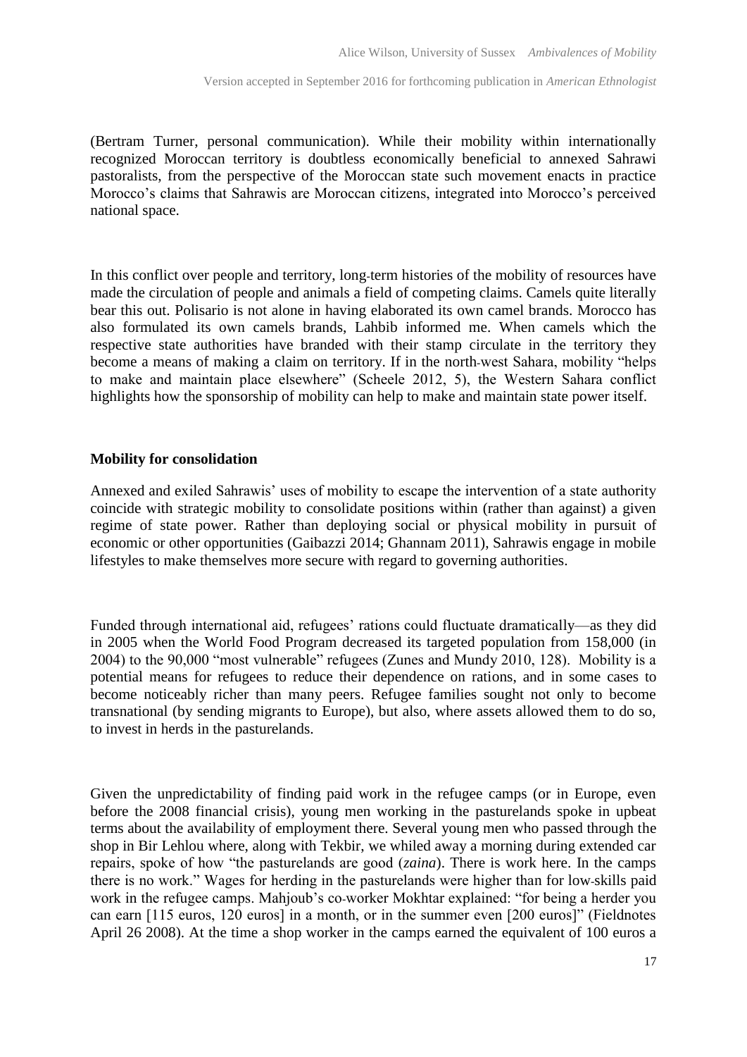(Bertram Turner, personal communication). While their mobility within internationally recognized Moroccan territory is doubtless economically beneficial to annexed Sahrawi pastoralists, from the perspective of the Moroccan state such movement enacts in practice Morocco's claims that Sahrawis are Moroccan citizens, integrated into Morocco's perceived national space.

In this conflict over people and territory, long-term histories of the mobility of resources have made the circulation of people and animals a field of competing claims. Camels quite literally bear this out. Polisario is not alone in having elaborated its own camel brands. Morocco has also formulated its own camels brands, Lahbib informed me. When camels which the respective state authorities have branded with their stamp circulate in the territory they become a means of making a claim on territory. If in the north-west Sahara, mobility "helps to make and maintain place elsewhere" (Scheele 2012, 5), the Western Sahara conflict highlights how the sponsorship of mobility can help to make and maintain state power itself.

## Mobility for consolidation

Annexed and exiled Sahrawis' uses of mobility to escape the intervention of a state authority coincide with strategic mobility to consolidate positions within (rather than against) a given regime of state power. Rather than deploying social or physical mobility in pursuit of economic or other opportunities (Gaibazzi 2014; Ghannam 2011), Sahrawis engage in mobile lifestyles to make themselves more secure with regard to governing authorities.

Funded through international aid, refugees' rations could fluctuate dramatically—as they did in 2005 when the World Food Program decreased its targeted population from 158,000 (in 2004) to the 90,000 "most vulnerable" refugees (Zunes and Mundy 2010, 128). Mobility is a potential means for refugees to reduce their dependence on rations, and in some cases to become noticeably richer than many peers. Refugee families sought not only to become transnational (by sending migrants to Europe), but also, where assets allowed them to do so, to invest in herds in the pasturelands.

Given the unpredictability of finding paid work in the refugee camps (or in Europe, even before the 2008 financial crisis), young men working in the pasturelands spoke in upbeat terms about the availability of employment there. Several young men who passed through the shop in Bir Lehlou where, along with Tekbir, we whiled away a morning during extended car repairs, spoke of how "the pasturelands are good (*zaina*). There is work here. In the camps there is no work." Wages for herding in the pasturelands were higher than for low-skills paid work in the refugee camps. Mahjoub's co-worker Mokhtar explained: "for being a herder you can earn [115 euros, 120 euros] in a month, or in the summer even [200 euros]" (Fieldnotes April 26 2008). At the time a shop worker in the camps earned the equivalent of 100 euros a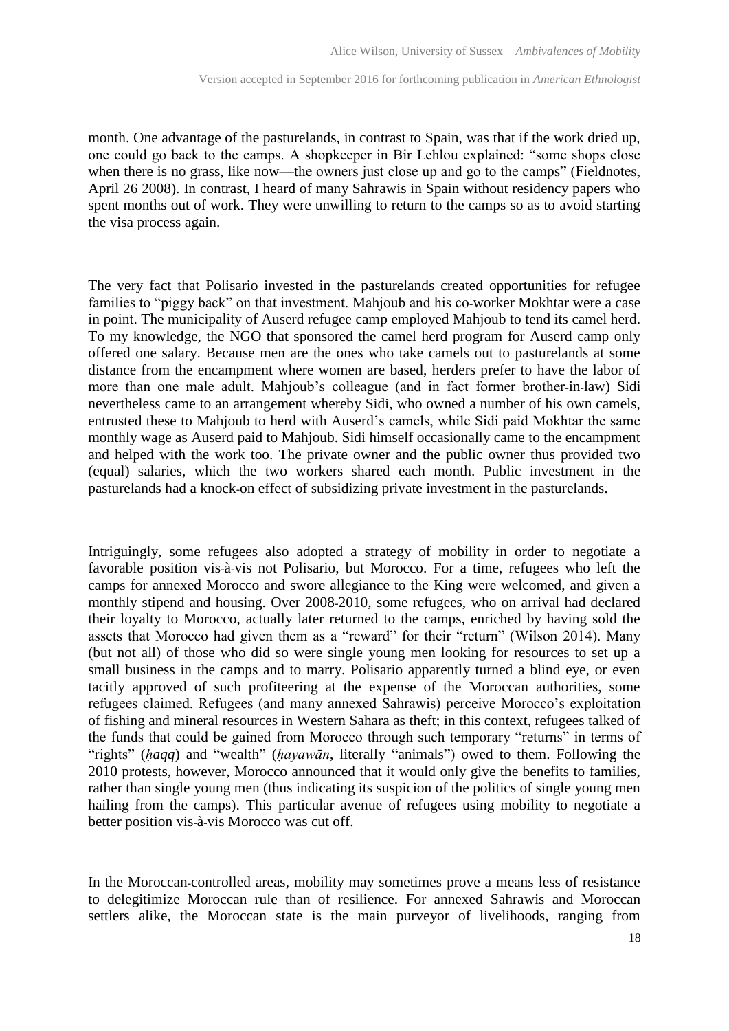month. One advantage of the pasturelands, in contrast to Spain, was that if the work dried up, one could go back to the camps. A shopkeeper in Bir Lehlou explained: "some shops close when there is no grass, like now—the owners just close up and go to the camps" (Fieldnotes, April 26 2008). In contrast, I heard of many Sahrawis in Spain without residency papers who spent months out of work. They were unwilling to return to the camps so as to avoid starting the visa process again.

The very fact that Polisario invested in the pasturelands created opportunities for refugee families to "piggy back" on that investment. Mahjoub and his co-worker Mokhtar were a case in point. The municipality of Auserd refugee camp employed Mahjoub to tend its camel herd. To my knowledge, the NGO that sponsored the camel herd program for Auserd camp only offered one salary. Because men are the ones who take camels out to pasturelands at some distance from the encampment where women are based, herders prefer to have the labor of more than one male adult. Mahjoub's colleague (and in fact former brother-in-law) Sidi nevertheless came to an arrangement whereby Sidi, who owned a number of his own camels, entrusted these to Mahjoub to herd with Auserd's camels, while Sidi paid Mokhtar the same monthly wage as Auserd paid to Mahjoub. Sidi himself occasionally came to the encampment and helped with the work too. The private owner and the public owner thus provided two (equal) salaries, which the two workers shared each month. Public investment in the pasturelands had a knock-on effect of subsidizing private investment in the pasturelands.

Intriguingly, some refugees also adopted a strategy of mobility in order to negotiate a favorable position vis-à-vis not Polisario, but Morocco. For a time, refugees who left the camps for annexed Morocco and swore allegiance to the King were welcomed, and given a monthly stipend and housing. Over 2008-2010, some refugees, who on arrival had declared their loyalty to Morocco, actually later returned to the camps, enriched by having sold the assets that Morocco had given them as a "reward" for their "return" (Wilson 2014). Many (but not all) of those who did so were single young men looking for resources to set up a small business in the camps and to marry. Polisario apparently turned a blind eye, or even tacitly approved of such profiteering at the expense of the Moroccan authorities, some refugees claimed. Refugees (and many annexed Sahrawis) perceive Morocco's exploitation of fishing and mineral resources in Western Sahara as theft; in this context, refugees talked of the funds that could be gained from Morocco through such temporary "returns" in terms of "rights" (*ḥaqq*) and "wealth" (*ḥayawān*, literally "animals") owed to them. Following the 2010 protests, however, Morocco announced that it would only give the benefits to families, rather than single young men (thus indicating its suspicion of the politics of single young men hailing from the camps). This particular avenue of refugees using mobility to negotiate a better position vis-à-vis Morocco was cut off.

In the Moroccan-controlled areas, mobility may sometimes prove a means less of resistance to delegitimize Moroccan rule than of resilience. For annexed Sahrawis and Moroccan settlers alike, the Moroccan state is the main purveyor of livelihoods, ranging from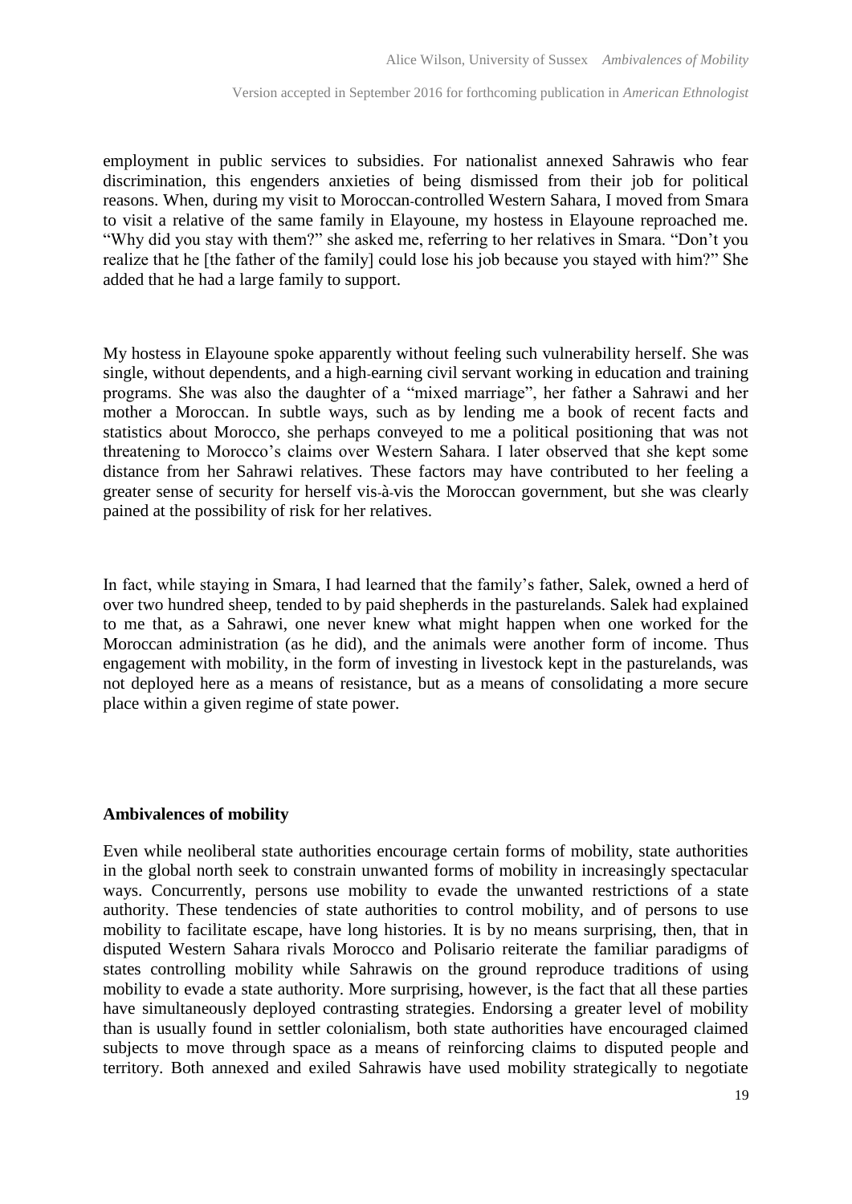employment in public services to subsidies. For nationalist annexed Sahrawis who fear discrimination, this engenders anxieties of being dismissed from their job for political reasons. When, during my visit to Moroccan-controlled Western Sahara, I moved from Smara to visit a relative of the same family in Elayoune, my hostess in Elayoune reproached me. "Why did you stay with them?" she asked me, referring to her relatives in Smara. "Don't you realize that he [the father of the family] could lose his job because you stayed with him?" She added that he had a large family to support.

My hostess in Elayoune spoke apparently without feeling such vulnerability herself. She was single, without dependents, and a high-earning civil servant working in education and training programs. She was also the daughter of a "mixed marriage", her father a Sahrawi and her mother a Moroccan. In subtle ways, such as by lending me a book of recent facts and statistics about Morocco, she perhaps conveyed to me a political positioning that was not threatening to Morocco's claims over Western Sahara. I later observed that she kept some distance from her Sahrawi relatives. These factors may have contributed to her feeling a greater sense of security for herself vis-à-vis the Moroccan government, but she was clearly pained at the possibility of risk for her relatives.

In fact, while staying in Smara, I had learned that the family's father, Salek, owned a herd of over two hundred sheep, tended to by paid shepherds in the pasturelands. Salek had explained to me that, as a Sahrawi, one never knew what might happen when one worked for the Moroccan administration (as he did), and the animals were another form of income. Thus engagement with mobility, in the form of investing in livestock kept in the pasturelands, was not deployed here as a means of resistance, but as a means of consolidating a more secure place within a given regime of state power.

## Ambivalences of mobility

Even while neoliberal state authorities encourage certain forms of mobility, state authorities in the global north seek to constrain unwanted forms of mobility in increasingly spectacular ways. Concurrently, persons use mobility to evade the unwanted restrictions of a state authority. These tendencies of state authorities to control mobility, and of persons to use mobility to facilitate escape, have long histories. It is by no means surprising, then, that in disputed Western Sahara rivals Morocco and Polisario reiterate the familiar paradigms of states controlling mobility while Sahrawis on the ground reproduce traditions of using mobility to evade a state authority. More surprising, however, is the fact that all these parties have simultaneously deployed contrasting strategies. Endorsing a greater level of mobility than is usually found in settler colonialism, both state authorities have encouraged claimed subjects to move through space as a means of reinforcing claims to disputed people and territory. Both annexed and exiled Sahrawis have used mobility strategically to negotiate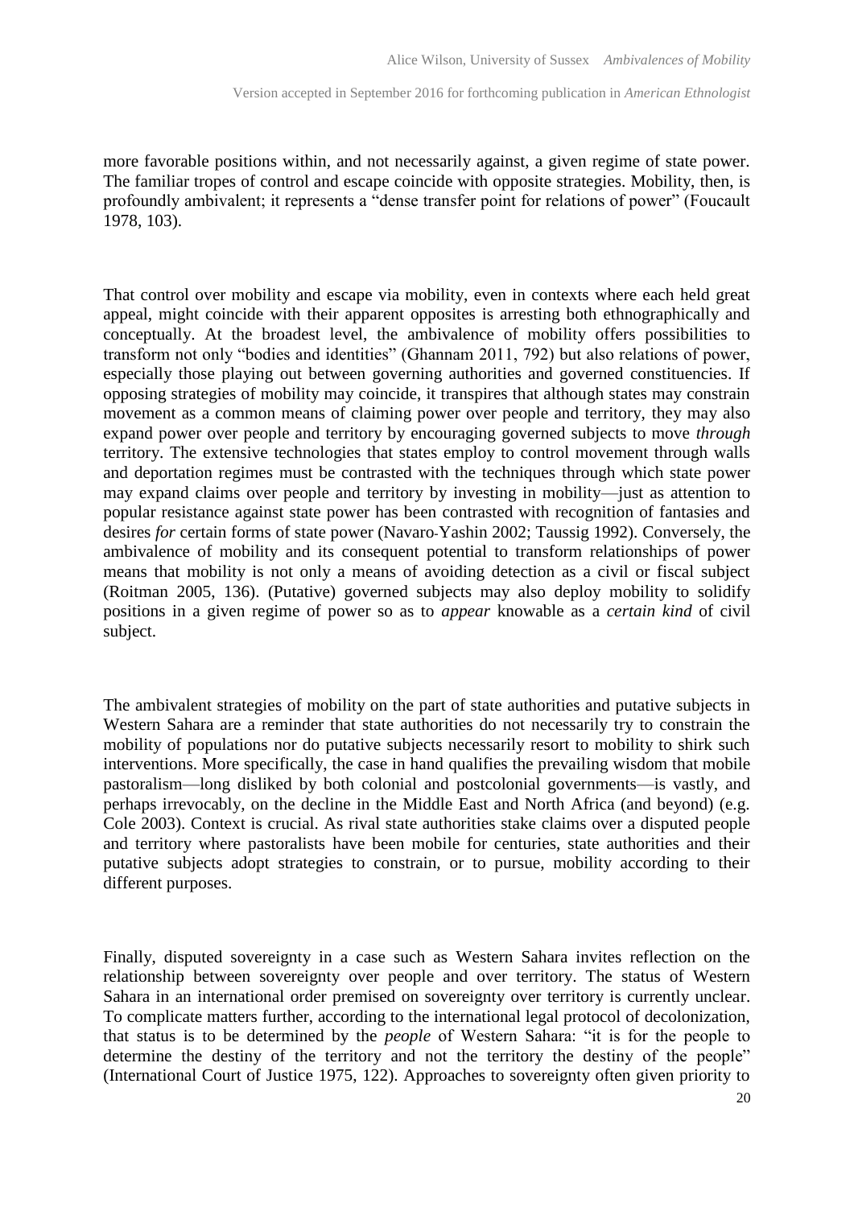more favorable positions within, and not necessarily against, a given regime of state power. The familiar tropes of control and escape coincide with opposite strategies. Mobility, then, is profoundly ambivalent; it represents a "dense transfer point for relations of power" (Foucault 1978, 103).

That control over mobility and escape via mobility, even in contexts where each held great appeal, might coincide with their apparent opposites is arresting both ethnographically and conceptually. At the broadest level, the ambivalence of mobility offers possibilities to transform not only "bodies and identities" (Ghannam 2011, 792) but also relations of power, especially those playing out between governing authorities and governed constituencies. If opposing strategies of mobility may coincide, it transpires that although states may constrain movement as a common means of claiming power over people and territory, they may also expand power over people and territory by encouraging governed subjects to move *through* territory. The extensive technologies that states employ to control movement through walls and deportation regimes must be contrasted with the techniques through which state power may expand claims over people and territory by investing in mobility—just as attention to popular resistance against state power has been contrasted with recognition of fantasies and desires *for* certain forms of state power (Navaro-Yashin 2002; Taussig 1992). Conversely, the ambivalence of mobility and its consequent potential to transform relationships of power means that mobility is not only a means of avoiding detection as a civil or fiscal subject (Roitman 2005, 136). (Putative) governed subjects may also deploy mobility to solidify positions in a given regime of power so as to *appear* knowable as a *certain kind* of civil subject.

The ambivalent strategies of mobility on the part of state authorities and putative subjects in Western Sahara are a reminder that state authorities do not necessarily try to constrain the mobility of populations nor do putative subjects necessarily resort to mobility to shirk such interventions. More specifically, the case in hand qualifies the prevailing wisdom that mobile pastoralism—long disliked by both colonial and postcolonial governments—is vastly, and perhaps irrevocably, on the decline in the Middle East and North Africa (and beyond) (e.g. Cole 2003). Context is crucial. As rival state authorities stake claims over a disputed people and territory where pastoralists have been mobile for centuries, state authorities and their putative subjects adopt strategies to constrain, or to pursue, mobility according to their different purposes.

Finally, disputed sovereignty in a case such as Western Sahara invites reflection on the relationship between sovereignty over people and over territory. The status of Western Sahara in an international order premised on sovereignty over territory is currently unclear. To complicate matters further, according to the international legal protocol of decolonization, that status is to be determined by the *people* of Western Sahara: "it is for the people to determine the destiny of the territory and not the territory the destiny of the people" (International Court of Justice 1975, 122). Approaches to sovereignty often given priority to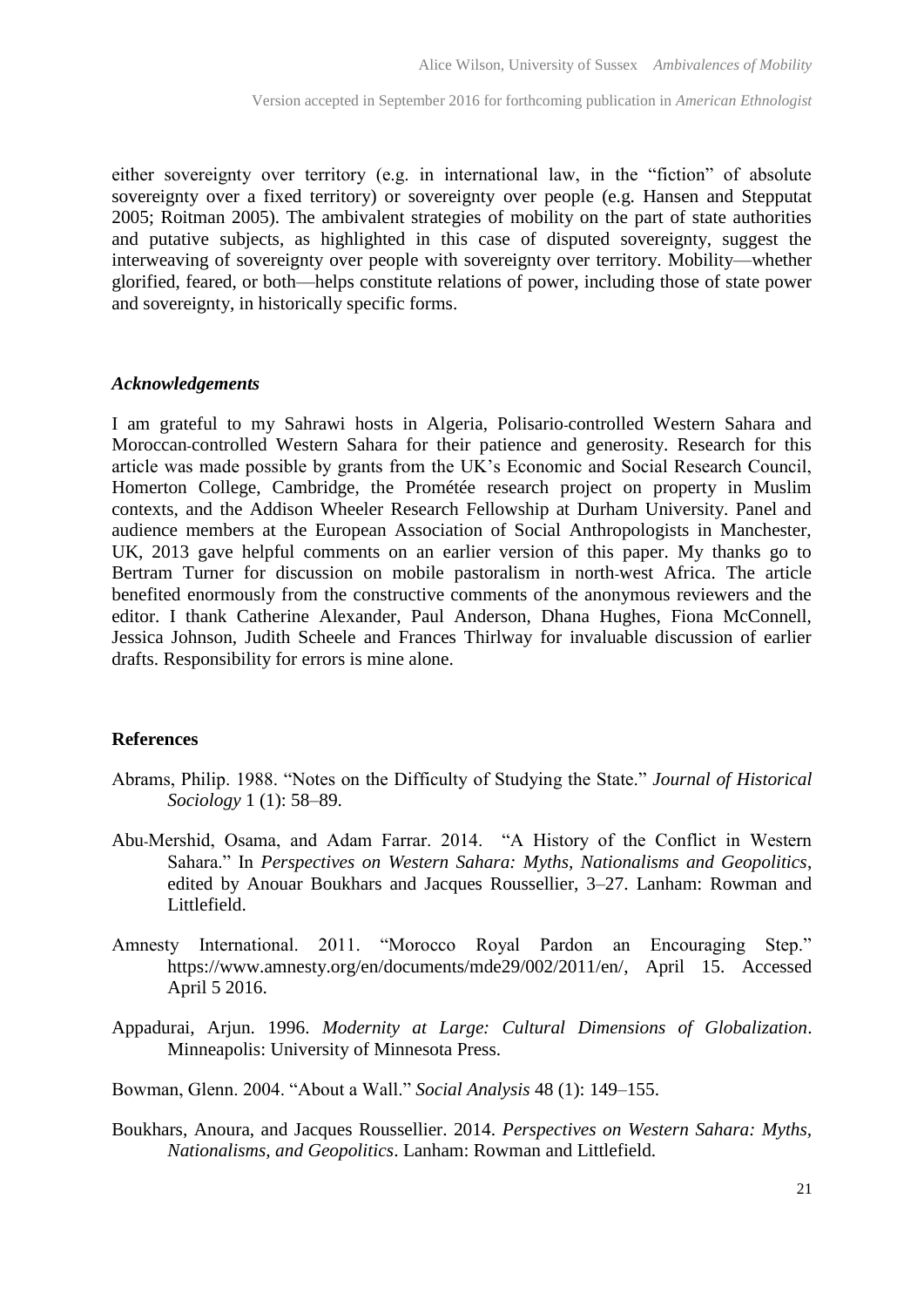either sovereignty over territory (e.g. in international law, in the "fiction" of absolute sovereignty over a fixed territory) or sovereignty over people (e.g. Hansen and Stepputat 2005; Roitman 2005). The ambivalent strategies of mobility on the part of state authorities and putative subjects, as highlighted in this case of disputed sovereignty, suggest the interweaving of sovereignty over people with sovereignty over territory. Mobility—whether glorified, feared, or both—helps constitute relations of power, including those of state power and sovereignty, in historically specific forms.

### *Acknowledgements*

I am grateful to my Sahrawi hosts in Algeria, Polisario-controlled Western Sahara and Moroccan-controlled Western Sahara for their patience and generosity. Research for this article was made possible by grants from the UK's Economic and Social Research Council, Homerton College, Cambridge, the Prométée research project on property in Muslim contexts, and the Addison Wheeler Research Fellowship at Durham University. Panel and audience members at the European Association of Social Anthropologists in Manchester, UK, 2013 gave helpful comments on an earlier version of this paper. My thanks go to Bertram Turner for discussion on mobile pastoralism in north-west Africa. The article benefited enormously from the constructive comments of the anonymous reviewers and the editor. I thank Catherine Alexander, Paul Anderson, Dhana Hughes, Fiona McConnell, Jessica Johnson, Judith Scheele and Frances Thirlway for invaluable discussion of earlier drafts. Responsibility for errors is mine alone.

### **References**

Abrams, Philip. 1988. "Notes on the Difficulty of Studying the State." *Journal of Historical Sociology* 1 (1): 58–89.

Abu-Mershid, Osama, and Adam Farrar. 2014. "A History of the Conflict in Western Sahara." In *Perspectives on Western Sahara: Myths, Nationalisms and Geopolitics*, edited by Anouar Boukhars and Jacques Roussellier, 3–27. Lanham: Rowman and Littlefield.

Amnesty International. 2011. "Morocco Royal Pardon an Encouraging Step." https://www.amnesty.org/en/documents/mde29/002/2011/en/, April 15. Accessed April 5 2016.

Appadurai, Arjun. 1996. *Modernity at Large: Cultural Dimensions of Globalization*. Minneapolis: University of Minnesota Press.

Bowman, Glenn. 2004. "About a Wall." *Social Analysis* 48 (1): 149–155.

Boukhars, Anoura, and Jacques Roussellier. 2014. *Perspectives on Western Sahara: Myths, Nationalisms, and Geopolitics*. Lanham: Rowman and Littlefield.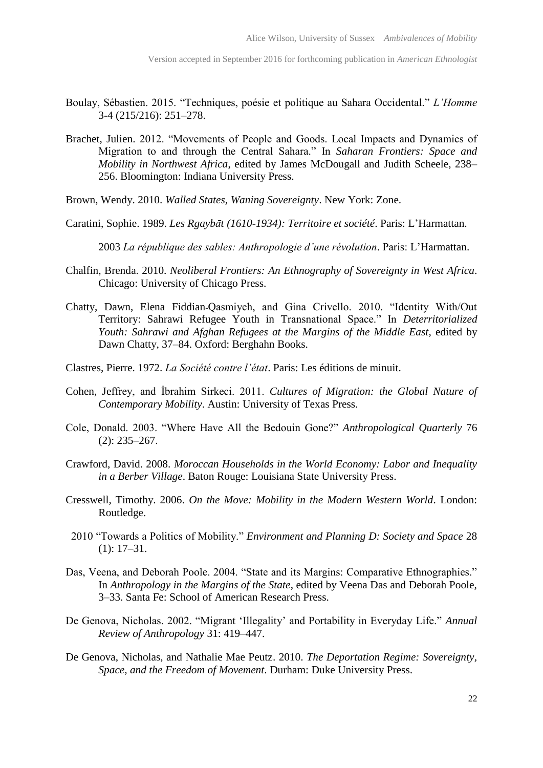Boulay, Sébastien. 2015. "Techniques, poésie et politique au Sahara Occidental." *L'Homme* 3-4 (215/216): 251–278.

Brachet, Julien. 2012. "Movements of People and Goods. Local Impacts and Dynamics of Migration to and through the Central Sahara." In *Saharan Frontiers: Space and Mobility in Northwest Africa*, edited by James McDougall and Judith Scheele, 238–256. Bloomington: Indiana University Press.

Brown, Wendy. 2010. *Walled States, Waning Sovereignty*. New York: Zone.

Caratini, Sophie. 1989. *Les Rgaybāt (1610-1934): Territoire et société*. Paris: L'Harmattan.

2003 *La république des sables: Anthropologie d'une révolution*. Paris: L'Harmattan.

Chalfin, Brenda. 2010. *Neoliberal Frontiers: An Ethnography of Sovereignty in West Africa*. Chicago: University of Chicago Press.

Chatty, Dawn, Elena Fiddian-Qasmiyeh, and Gina Crivello. 2010. "Identity With/Out Territory: Sahrawi Refugee Youth in Transnational Space." In *Deterritorialized Youth: Sahrawi and Afghan Refugees at the Margins of the Middle East*, edited by Dawn Chatty, 37–84. Oxford: Berghahn Books.

Clastres, Pierre. 1972. *La Société contre l'état*. Paris: Les éditions de minuit.

Cohen, Jeffrey, and İbrahim Sirkeci. 2011. *Cultures of Migration: the Global Nature of Contemporary Mobility*. Austin: University of Texas Press.

Cole, Donald. 2003. "Where Have All the Bedouin Gone?" *Anthropological Quarterly* 76 (2): 235–267.

Crawford, David. 2008. *Moroccan Households in the World Economy: Labor and Inequality in a Berber Village*. Baton Rouge: Louisiana State University Press.

Cresswell, Timothy. 2006. *On the Move: Mobility in the Modern Western World*. London: Routledge.

2010 "Towards a Politics of Mobility." *Environment and Planning D: Society and Space* 28 (1): 17–31.

Das, Veena, and Deborah Poole. 2004. "State and its Margins: Comparative Ethnographies." In *Anthropology in the Margins of the State*, edited by Veena Das and Deborah Poole, 3–33. Santa Fe: School of American Research Press.

De Genova, Nicholas. 2002. "Migrant 'Illegality' and Portability in Everyday Life." *Annual Review of Anthropology* 31: 419–447.

De Genova, Nicholas, and Nathalie Mae Peutz. 2010. *The Deportation Regime: Sovereignty, Space, and the Freedom of Movement*. Durham: Duke University Press.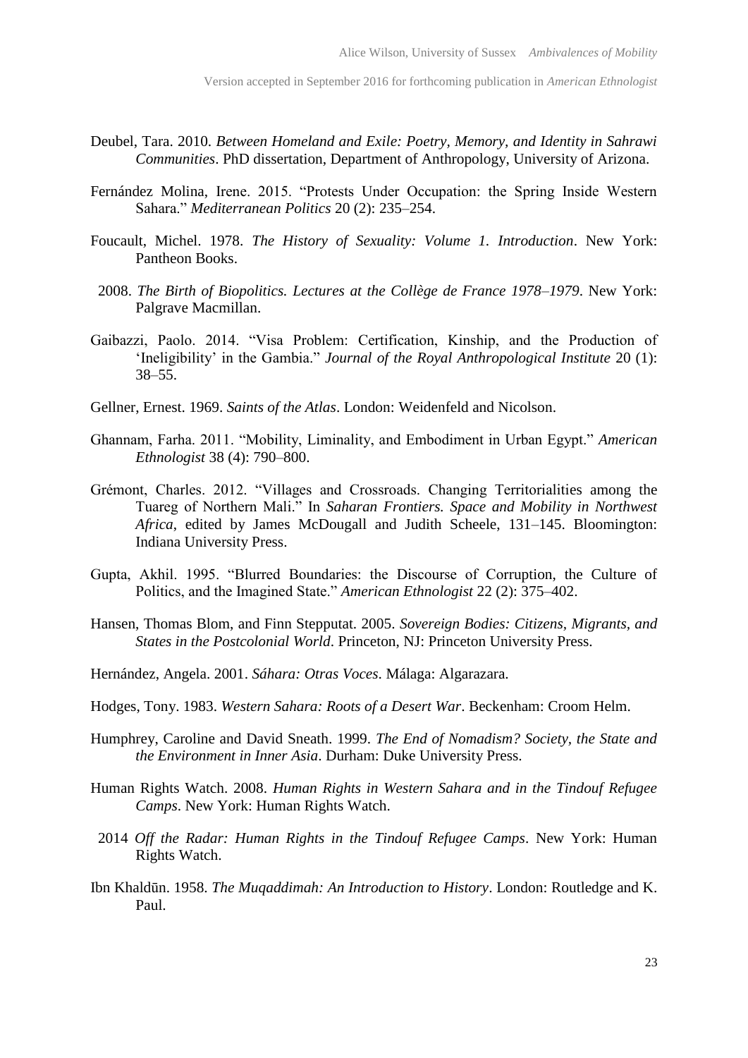Deubel, Tara. 2010. *Between Homeland and Exile: Poetry, Memory, and Identity in Sahrawi Communities*. PhD dissertation, Department of Anthropology, University of Arizona.

Fernández Molina, Irene. 2015. "Protests Under Occupation: the Spring Inside Western Sahara." *Mediterranean Politics* 20 (2): 235–254.

Foucault, Michel. 1978. *The History of Sexuality: Volume 1. Introduction*. New York: Pantheon Books.

2008. *The Birth of Biopolitics. Lectures at the Collège de France 1978–1979*. New York: Palgrave Macmillan.

Gaibazzi, Paolo. 2014. "Visa Problem: Certification, Kinship, and the Production of 'Ineligibility' in the Gambia." *Journal of the Royal Anthropological Institute* 20 (1): 38–55.

Gellner, Ernest. 1969. *Saints of the Atlas*. London: Weidenfeld and Nicolson.

Ghannam, Farha. 2011. "Mobility, Liminality, and Embodiment in Urban Egypt." *American Ethnologist* 38 (4): 790–800.

Grémont, Charles. 2012. "Villages and Crossroads. Changing Territorialities among the Tuareg of Northern Mali." In *Saharan Frontiers. Space and Mobility in Northwest Africa*, edited by James McDougall and Judith Scheele, 131–145. Bloomington: Indiana University Press.

Gupta, Akhil. 1995. "Blurred Boundaries: the Discourse of Corruption, the Culture of Politics, and the Imagined State." *American Ethnologist* 22 (2): 375–402.

Hansen, Thomas Blom, and Finn Stepputat. 2005. *Sovereign Bodies: Citizens, Migrants, and States in the Postcolonial World*. Princeton, NJ: Princeton University Press.

Hernández, Angela. 2001. *Sáhara: Otras Voces*. Málaga: Algarazara.

Hodges, Tony. 1983. *Western Sahara: Roots of a Desert War*. Beckenham: Croom Helm.

Humphrey, Caroline and David Sneath. 1999. *The End of Nomadism? Society, the State and the Environment in Inner Asia*. Durham: Duke University Press.

Human Rights Watch. 2008. *Human Rights in Western Sahara and in the Tindouf Refugee Camps*. New York: Human Rights Watch.

2014 *Off the Radar: Human Rights in the Tindouf Refugee Camps*. New York: Human Rights Watch.

Ibn Khaldūn. 1958. *The Muqaddimah: An Introduction to History*. London: Routledge and K. Paul.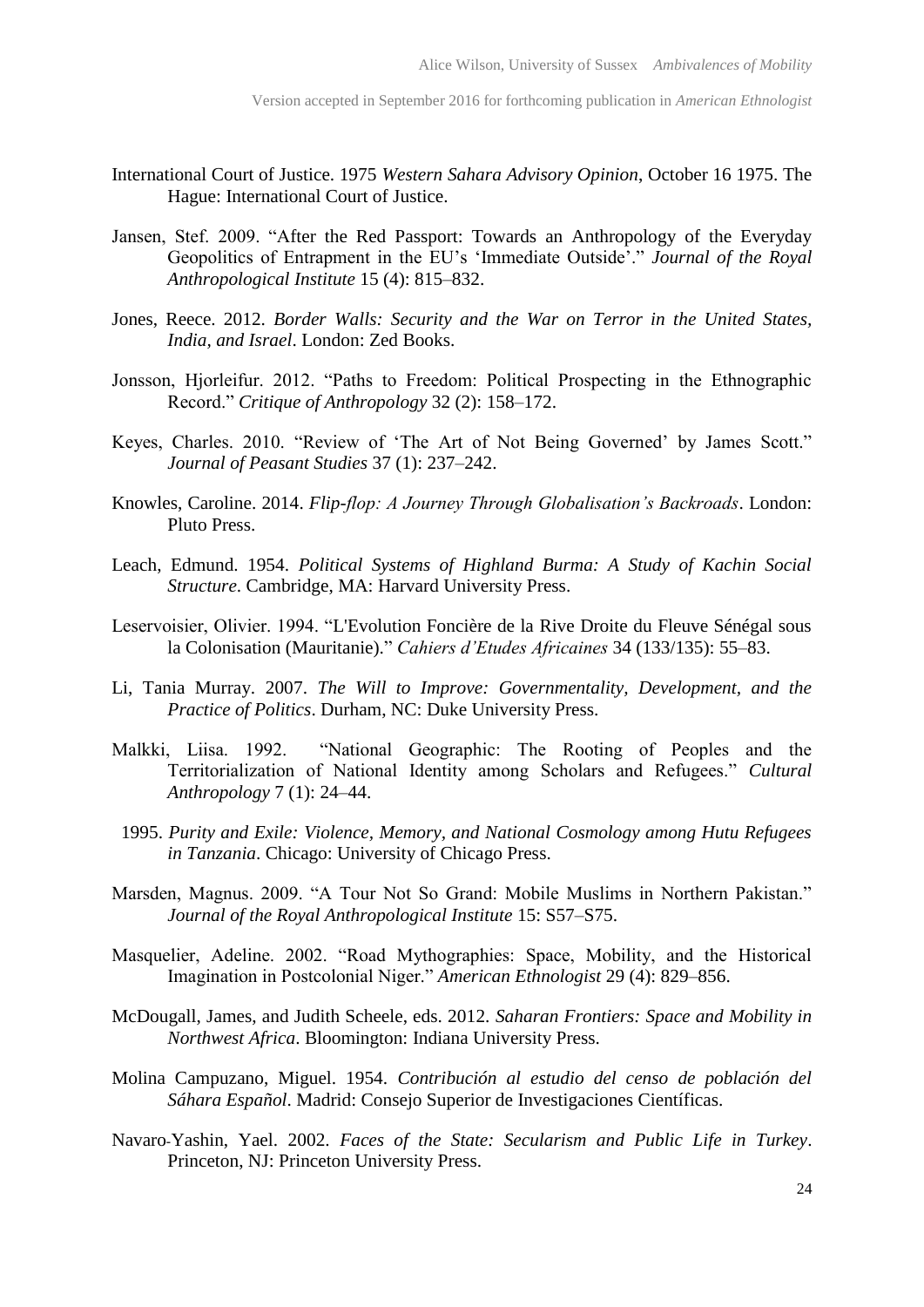International Court of Justice. 1975 *Western Sahara Advisory Opinion*, October 16 1975. The Hague: International Court of Justice.

Jansen, Stef. 2009. "After the Red Passport: Towards an Anthropology of the Everyday Geopolitics of Entrapment in the EU's 'Immediate Outside'." *Journal of the Royal Anthropological Institute* 15 (4): 815–832.

Jones, Reece. 2012. *Border Walls: Security and the War on Terror in the United States, India, and Israel*. London: Zed Books.

Jonsson, Hjorleifur. 2012. "Paths to Freedom: Political Prospecting in the Ethnographic Record." *Critique of Anthropology* 32 (2): 158–172.

Keyes, Charles. 2010. "Review of 'The Art of Not Being Governed' by James Scott." *Journal of Peasant Studies* 37 (1): 237–242.

Knowles, Caroline. 2014. *Flip-flop: A Journey Through Globalisation's Backroads*. London: Pluto Press.

Leach, Edmund. 1954. *Political Systems of Highland Burma: A Study of Kachin Social Structure*. Cambridge, MA: Harvard University Press.

Leservoisier, Olivier. 1994. "L'Evolution Foncière de la Rive Droite du Fleuve Sénégal sous la Colonisation (Mauritanie)." *Cahiers d'Etudes Africaines* 34 (133/135): 55–83.

Li, Tania Murray. 2007. *The Will to Improve: Governmentality, Development, and the Practice of Politics*. Durham, NC: Duke University Press.

Malkki, Liisa. 1992. "National Geographic: The Rooting of Peoples and the Territorialization of National Identity among Scholars and Refugees." *Cultural Anthropology* 7 (1): 24–44.

1995. *Purity and Exile: Violence, Memory, and National Cosmology among Hutu Refugees in Tanzania*. Chicago: University of Chicago Press.

Marsden, Magnus. 2009. "A Tour Not So Grand: Mobile Muslims in Northern Pakistan." *Journal of the Royal Anthropological Institute* 15: S57–S75.

Masquelier, Adeline. 2002. "Road Mythographies: Space, Mobility, and the Historical Imagination in Postcolonial Niger." *American Ethnologist* 29 (4): 829–856.

McDougall, James, and Judith Scheele, eds. 2012. *Saharan Frontiers: Space and Mobility in Northwest Africa*. Bloomington: Indiana University Press.

Molina Campuzano, Miguel. 1954. *Contribución al estudio del censo de población del Sáhara Español*. Madrid: Consejo Superior de Investigaciones Científicas.

Navaro-Yashin, Yael. 2002. *Faces of the State: Secularism and Public Life in Turkey*. Princeton, NJ: Princeton University Press.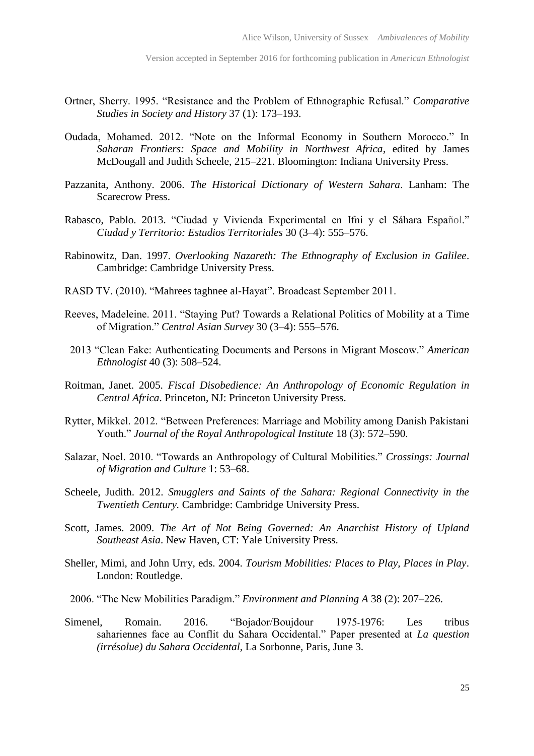Ortner, Sherry. 1995. "Resistance and the Problem of Ethnographic Refusal." *Comparative Studies in Society and History* 37 (1): 173–193.

Oudada, Mohamed. 2012. "Note on the Informal Economy in Southern Morocco." In *Saharan Frontiers: Space and Mobility in Northwest Africa*, edited by James McDougall and Judith Scheele, 215–221. Bloomington: Indiana University Press.

Pazzanita, Anthony. 2006. *The Historical Dictionary of Western Sahara*. Lanham: The Scarecrow Press.

Rabasco, Pablo. 2013. "Ciudad y Vivienda Experimental en Ifni y el Sáhara Español." *Ciudad y Territorio: Estudios Territoriales* 30 (3–4): 555–576.

Rabinowitz, Dan. 1997. *Overlooking Nazareth: The Ethnography of Exclusion in Galilee*. Cambridge: Cambridge University Press.

RASD TV. (2010). "Mahrees taghnee al-Hayat". Broadcast September 2011.

Reeves, Madeleine. 2011. "Staying Put? Towards a Relational Politics of Mobility at a Time of Migration." *Central Asian Survey* 30 (3–4): 555–576.

2013 "Clean Fake: Authenticating Documents and Persons in Migrant Moscow." *American Ethnologist* 40 (3): 508–524.

Roitman, Janet. 2005. *Fiscal Disobedience: An Anthropology of Economic Regulation in Central Africa*. Princeton, NJ: Princeton University Press.

Rytter, Mikkel. 2012. "Between Preferences: Marriage and Mobility among Danish Pakistani Youth." *Journal of the Royal Anthropological Institute* 18 (3): 572–590.

Salazar, Noel. 2010. "Towards an Anthropology of Cultural Mobilities." *Crossings: Journal of Migration and Culture* 1: 53–68.

Scheele, Judith. 2012. *Smugglers and Saints of the Sahara: Regional Connectivity in the Twentieth Century.* Cambridge: Cambridge University Press.

Scott, James. 2009. *The Art of Not Being Governed: An Anarchist History of Upland Southeast Asia*. New Haven, CT: Yale University Press.

Sheller, Mimi, and John Urry, eds. 2004. *Tourism Mobilities: Places to Play, Places in Play*. London: Routledge.

2006. "The New Mobilities Paradigm." *Environment and Planning A* 38 (2): 207–226.

Simenel, Romain. 2016. "Bojador/Boujdour 1975-1976: Les tribus sahariennes face au Conflit du Sahara Occidental." Paper presented at *La question (irrésolue) du Sahara Occidental*, La Sorbonne, Paris, June 3.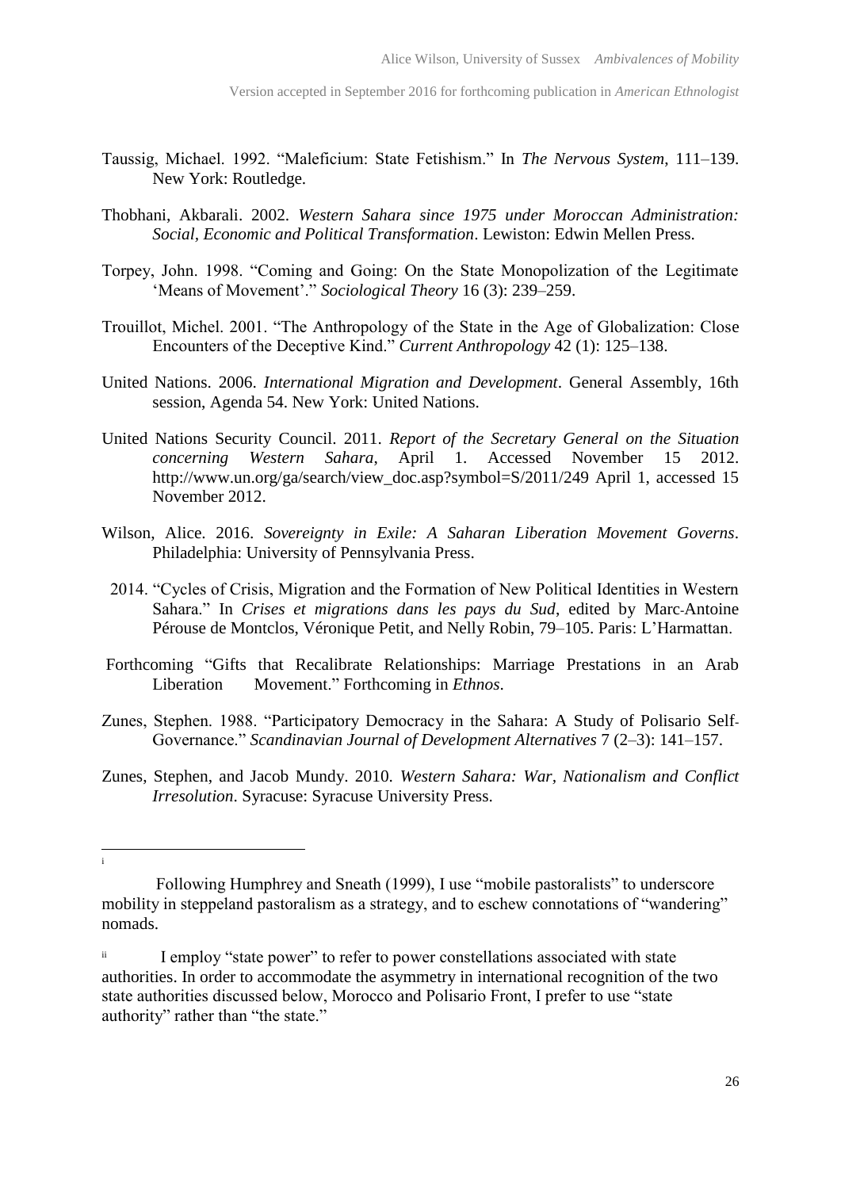Taussig, Michael. 1992. "Maleficium: State Fetishism." In *The Nervous System*, 111–139. New York: Routledge.

Thobhani, Akbarali. 2002. *Western Sahara since 1975 under Moroccan Administration: Social, Economic and Political Transformation*. Lewiston: Edwin Mellen Press.

Torpey, John. 1998. "Coming and Going: On the State Monopolization of the Legitimate 'Means of Movement'." *Sociological Theory* 16 (3): 239–259.

Trouillot, Michel. 2001. "The Anthropology of the State in the Age of Globalization: Close Encounters of the Deceptive Kind." *Current Anthropology* 42 (1): 125–138.

United Nations. 2006. *International Migration and Development*. General Assembly, 16th session, Agenda 54. New York: United Nations.

United Nations Security Council. 2011. *Report of the Secretary General on the Situation concerning Western Sahara*, April 1. Accessed November 15 2012. http://www.un.org/ga/search/view_doc.asp?symbol=S/2011/249 April 1, accessed 15 November 2012.

Wilson, Alice. 2016. *Sovereignty in Exile: A Saharan Liberation Movement Governs*. Philadelphia: University of Pennsylvania Press.

2014. "Cycles of Crisis, Migration and the Formation of New Political Identities in Western Sahara." In *Crises et migrations dans les pays du Sud*, edited by Marc-Antoine Pérouse de Montclos, Véronique Petit, and Nelly Robin, 79–105. Paris: L'Harmattan.

Forthcoming "Gifts that Recalibrate Relationships: Marriage Prestations in an Arab Liberation Movement." Forthcoming in *Ethnos*.

Zunes, Stephen. 1988. "Participatory Democracy in the Sahara: A Study of Polisario Self-Governance." *Scandinavian Journal of Development Alternatives* 7 (2–3): 141–157.

Zunes, Stephen, and Jacob Mundy. 2010. *Western Sahara: War, Nationalism and Conflict Irresolution*. Syracuse: Syracuse University Press.

---

[i] Following Humphrey and Sneath (1999), I use "mobile pastoralists" to underscore mobility in steppeland pastoralism as a strategy, and to eschew connotations of "wandering" nomads.

[ii] I employ "state power" to refer to power constellations associated with state authorities. In order to accommodate the asymmetry in international recognition of the two state authorities discussed below, Morocco and Polisario Front, I prefer to use "state authority" rather than "the state."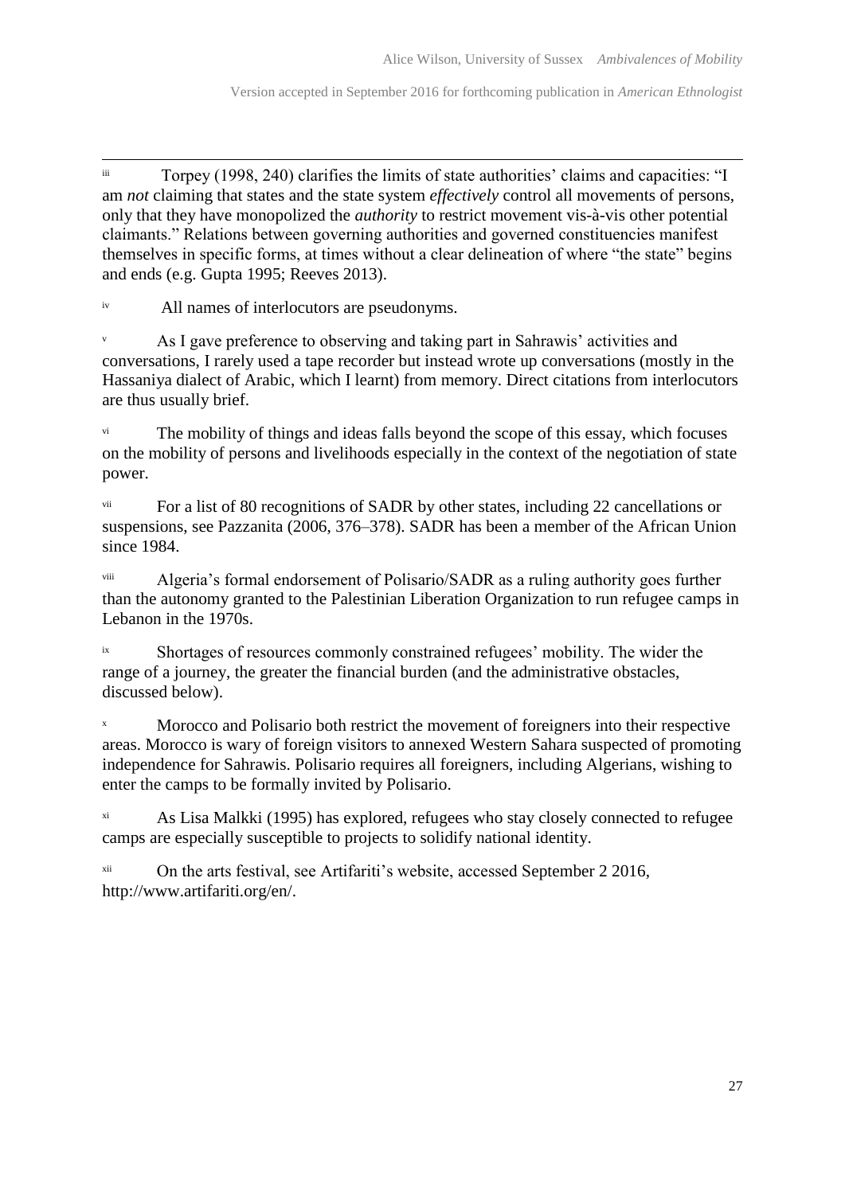[iii] Torpey (1998, 240) clarifies the limits of state authorities' claims and capacities: "I am *not* claiming that states and the state system *effectively* control all movements of persons, only that they have monopolized the *authority* to restrict movement vis-à-vis other potential claimants." Relations between governing authorities and governed constituencies manifest themselves in specific forms, at times without a clear delineation of where "the state" begins and ends (e.g. Gupta 1995; Reeves 2013).

[iv] All names of interlocutors are pseudonyms.

[v] As I gave preference to observing and taking part in Sahrawis' activities and conversations, I rarely used a tape recorder but instead wrote up conversations (mostly in the Hassaniya dialect of Arabic, which I learnt) from memory. Direct citations from interlocutors are thus usually brief.

[vi] The mobility of things and ideas falls beyond the scope of this essay, which focuses on the mobility of persons and livelihoods especially in the context of the negotiation of state power.

[vii] For a list of 80 recognitions of SADR by other states, including 22 cancellations or suspensions, see Pazzanita (2006, 376–378). SADR has been a member of the African Union since 1984.

[viii] Algeria's formal endorsement of Polisario/SADR as a ruling authority goes further than the autonomy granted to the Palestinian Liberation Organization to run refugee camps in Lebanon in the 1970s.

[ix] Shortages of resources commonly constrained refugees' mobility. The wider the range of a journey, the greater the financial burden (and the administrative obstacles, discussed below).

[x] Morocco and Polisario both restrict the movement of foreigners into their respective areas. Morocco is wary of foreign visitors to annexed Western Sahara suspected of promoting independence for Sahrawis. Polisario requires all foreigners, including Algerians, wishing to enter the camps to be formally invited by Polisario.

[xi] As Lisa Malkki (1995) has explored, refugees who stay closely connected to refugee camps are especially susceptible to projects to solidify national identity.

[xii] On the arts festival, see Artifariti's website, accessed September 2 2016, http://www.artifariti.org/en/.